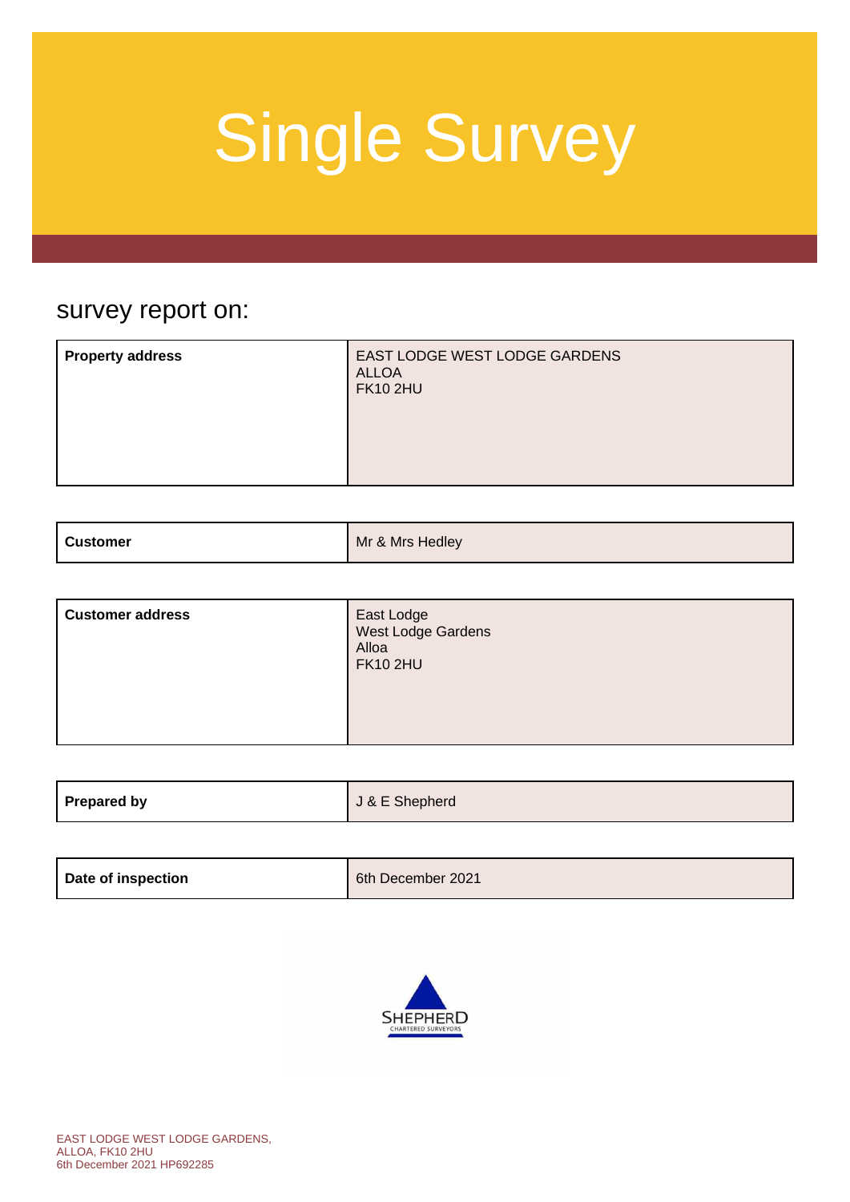# Single Survey

## survey report on:

| | |
|---|---|
| **Property address** | EAST LODGE WEST LODGE GARDENS<br>ALLOA<br>FK10 2HU |

| | |
|---|---|
| **Customer** | Mr & Mrs Hedley |

| | |
|---|---|
| **Customer address** | East Lodge<br>West Lodge Gardens<br>Alloa<br>FK10 2HU |

| | |
|---|---|
| **Prepared by** | J & E Shepherd |

| | |
|---|---|
| **Date of inspection** | 6th December 2021 |

SHEPHERD
CHARTERED SURVEYORS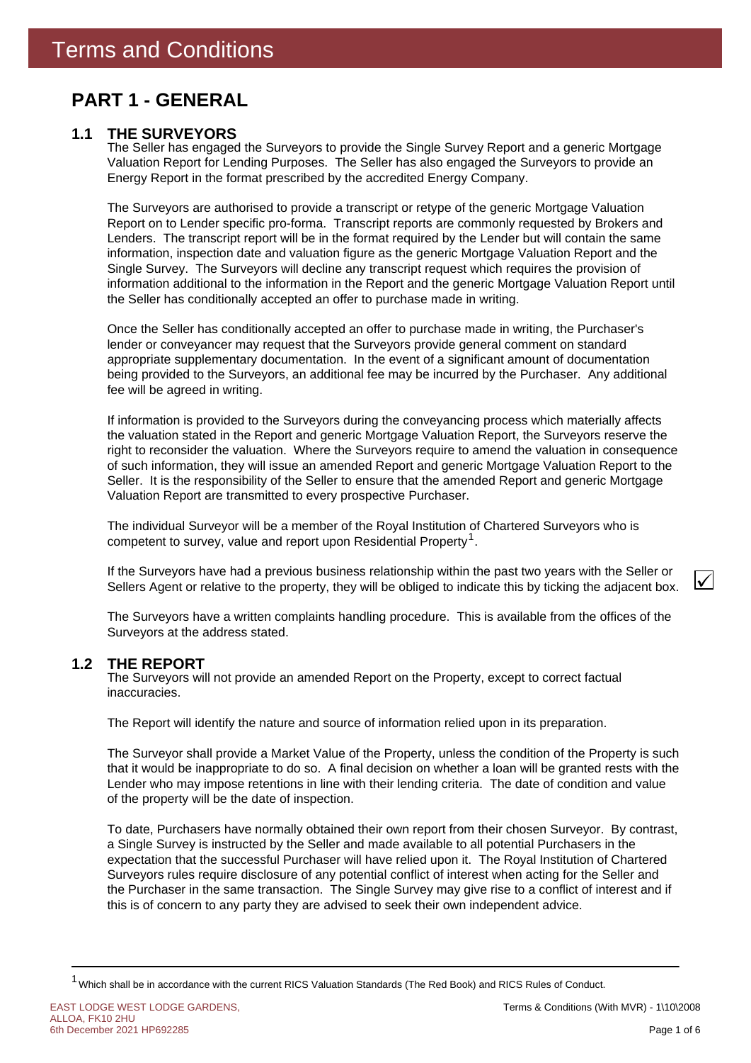# Terms and Conditions

## PART 1 - GENERAL

### 1.1 THE SURVEYORS

The Seller has engaged the Surveyors to provide the Single Survey Report and a generic Mortgage Valuation Report for Lending Purposes. The Seller has also engaged the Surveyors to provide an Energy Report in the format prescribed by the accredited Energy Company.

The Surveyors are authorised to provide a transcript or retype of the generic Mortgage Valuation Report on to Lender specific pro-forma. Transcript reports are commonly requested by Brokers and Lenders. The transcript report will be in the format required by the Lender but will contain the same information, inspection date and valuation figure as the generic Mortgage Valuation Report and the Single Survey. The Surveyors will decline any transcript request which requires the provision of information additional to the information in the Report and the generic Mortgage Valuation Report until the Seller has conditionally accepted an offer to purchase made in writing.

Once the Seller has conditionally accepted an offer to purchase made in writing, the Purchaser's lender or conveyancer may request that the Surveyors provide general comment on standard appropriate supplementary documentation. In the event of a significant amount of documentation being provided to the Surveyors, an additional fee may be incurred by the Purchaser. Any additional fee will be agreed in writing.

If information is provided to the Surveyors during the conveyancing process which materially affects the valuation stated in the Report and generic Mortgage Valuation Report, the Surveyors reserve the right to reconsider the valuation. Where the Surveyors require to amend the valuation in consequence of such information, they will issue an amended Report and generic Mortgage Valuation Report to the Seller. It is the responsibility of the Seller to ensure that the amended Report and generic Mortgage Valuation Report are transmitted to every prospective Purchaser.

The individual Surveyor will be a member of the Royal Institution of Chartered Surveyors who is competent to survey, value and report upon Residential Property[1].

If the Surveyors have had a previous business relationship within the past two years with the Seller or Sellers Agent or relative to the property, they will be obliged to indicate this by ticking the adjacent box. ☑

The Surveyors have a written complaints handling procedure. This is available from the offices of the Surveyors at the address stated.

### 1.2 THE REPORT

The Surveyors will not provide an amended Report on the Property, except to correct factual inaccuracies.

The Report will identify the nature and source of information relied upon in its preparation.

The Surveyor shall provide a Market Value of the Property, unless the condition of the Property is such that it would be inappropriate to do so. A final decision on whether a loan will be granted rests with the Lender who may impose retentions in line with their lending criteria. The date of condition and value of the property will be the date of inspection.

To date, Purchasers have normally obtained their own report from their chosen Surveyor. By contrast, a Single Survey is instructed by the Seller and made available to all potential Purchasers in the expectation that the successful Purchaser will have relied upon it. The Royal Institution of Chartered Surveyors rules require disclosure of any potential conflict of interest when acting for the Seller and the Purchaser in the same transaction. The Single Survey may give rise to a conflict of interest and if this is of concern to any party they are advised to seek their own independent advice.

---

[1] Which shall be in accordance with the current RICS Valuation Standards (The Red Book) and RICS Rules of Conduct.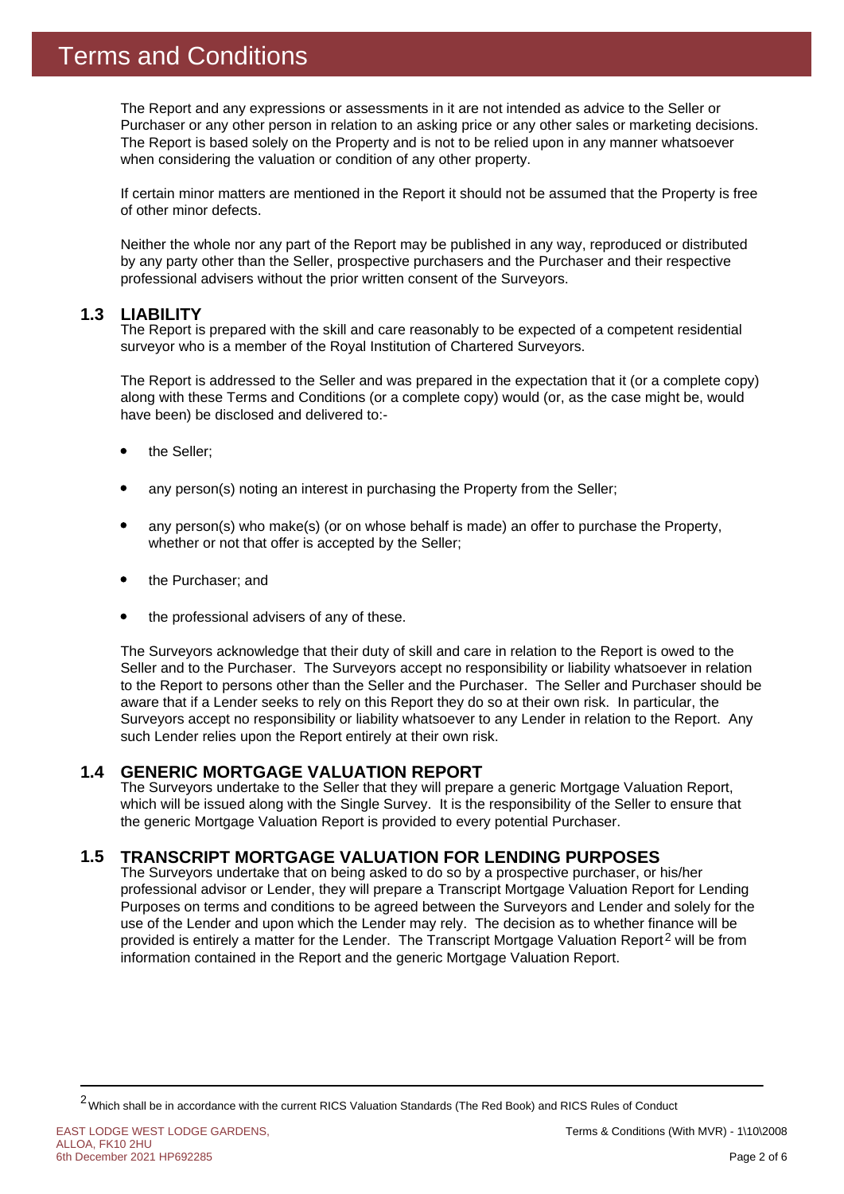# Terms and Conditions

The Report and any expressions or assessments in it are not intended as advice to the Seller or Purchaser or any other person in relation to an asking price or any other sales or marketing decisions. The Report is based solely on the Property and is not to be relied upon in any manner whatsoever when considering the valuation or condition of any other property.

If certain minor matters are mentioned in the Report it should not be assumed that the Property is free of other minor defects.

Neither the whole nor any part of the Report may be published in any way, reproduced or distributed by any party other than the Seller, prospective purchasers and the Purchaser and their respective professional advisers without the prior written consent of the Surveyors.

## 1.3 LIABILITY

The Report is prepared with the skill and care reasonably to be expected of a competent residential surveyor who is a member of the Royal Institution of Chartered Surveyors.

The Report is addressed to the Seller and was prepared in the expectation that it (or a complete copy) along with these Terms and Conditions (or a complete copy) would (or, as the case might be, would have been) be disclosed and delivered to:-

- the Seller;
- any person(s) noting an interest in purchasing the Property from the Seller;
- any person(s) who make(s) (or on whose behalf is made) an offer to purchase the Property, whether or not that offer is accepted by the Seller;
- the Purchaser; and
- the professional advisers of any of these.

The Surveyors acknowledge that their duty of skill and care in relation to the Report is owed to the Seller and to the Purchaser. The Surveyors accept no responsibility or liability whatsoever in relation to the Report to persons other than the Seller and the Purchaser. The Seller and Purchaser should be aware that if a Lender seeks to rely on this Report they do so at their own risk. In particular, the Surveyors accept no responsibility or liability whatsoever to any Lender in relation to the Report. Any such Lender relies upon the Report entirely at their own risk.

## 1.4 GENERIC MORTGAGE VALUATION REPORT

The Surveyors undertake to the Seller that they will prepare a generic Mortgage Valuation Report, which will be issued along with the Single Survey. It is the responsibility of the Seller to ensure that the generic Mortgage Valuation Report is provided to every potential Purchaser.

## 1.5 TRANSCRIPT MORTGAGE VALUATION FOR LENDING PURPOSES

The Surveyors undertake that on being asked to do so by a prospective purchaser, or his/her professional advisor or Lender, they will prepare a Transcript Mortgage Valuation Report for Lending Purposes on terms and conditions to be agreed between the Surveyors and Lender and solely for the use of the Lender and upon which the Lender may rely. The decision as to whether finance will be provided is entirely a matter for the Lender. The Transcript Mortgage Valuation Report[2] will be from information contained in the Report and the generic Mortgage Valuation Report.

---

[2] Which shall be in accordance with the current RICS Valuation Standards (The Red Book) and RICS Rules of Conduct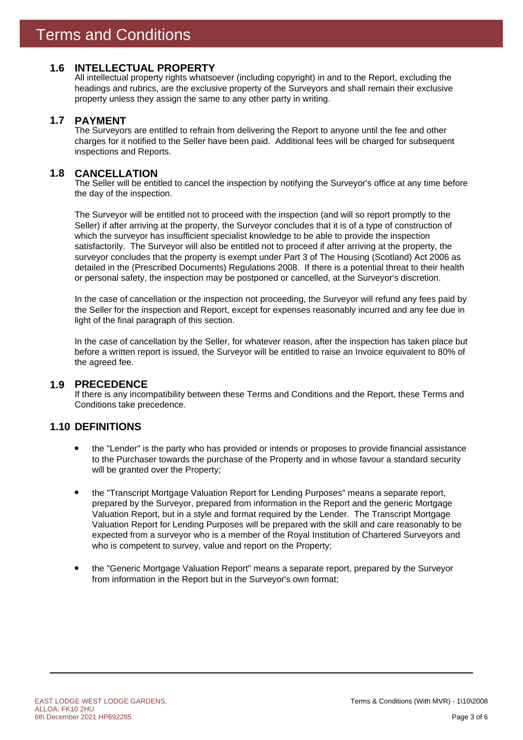# Terms and Conditions

## 1.6 INTELLECTUAL PROPERTY

All intellectual property rights whatsoever (including copyright) in and to the Report, excluding the headings and rubrics, are the exclusive property of the Surveyors and shall remain their exclusive property unless they assign the same to any other party in writing.

## 1.7 PAYMENT

The Surveyors are entitled to refrain from delivering the Report to anyone until the fee and other charges for it notified to the Seller have been paid. Additional fees will be charged for subsequent inspections and Reports.

## 1.8 CANCELLATION

The Seller will be entitled to cancel the inspection by notifying the Surveyor's office at any time before the day of the inspection.

The Surveyor will be entitled not to proceed with the inspection (and will so report promptly to the Seller) if after arriving at the property, the Surveyor concludes that it is of a type of construction of which the surveyor has insufficient specialist knowledge to be able to provide the inspection satisfactorily. The Surveyor will also be entitled not to proceed if after arriving at the property, the surveyor concludes that the property is exempt under Part 3 of The Housing (Scotland) Act 2006 as detailed in the (Prescribed Documents) Regulations 2008. If there is a potential threat to their health or personal safety, the inspection may be postponed or cancelled, at the Surveyor's discretion.

In the case of cancellation or the inspection not proceeding, the Surveyor will refund any fees paid by the Seller for the inspection and Report, except for expenses reasonably incurred and any fee due in light of the final paragraph of this section.

In the case of cancellation by the Seller, for whatever reason, after the inspection has taken place but before a written report is issued, the Surveyor will be entitled to raise an Invoice equivalent to 80% of the agreed fee.

## 1.9 PRECEDENCE

If there is any incompatibility between these Terms and Conditions and the Report, these Terms and Conditions take precedence.

## 1.10 DEFINITIONS

- the "Lender" is the party who has provided or intends or proposes to provide financial assistance to the Purchaser towards the purchase of the Property and in whose favour a standard security will be granted over the Property;

- the "Transcript Mortgage Valuation Report for Lending Purposes" means a separate report, prepared by the Surveyor, prepared from information in the Report and the generic Mortgage Valuation Report, but in a style and format required by the Lender. The Transcript Mortgage Valuation Report for Lending Purposes will be prepared with the skill and care reasonably to be expected from a surveyor who is a member of the Royal Institution of Chartered Surveyors and who is competent to survey, value and report on the Property;

- the "Generic Mortgage Valuation Report" means a separate report, prepared by the Surveyor from information in the Report but in the Surveyor's own format;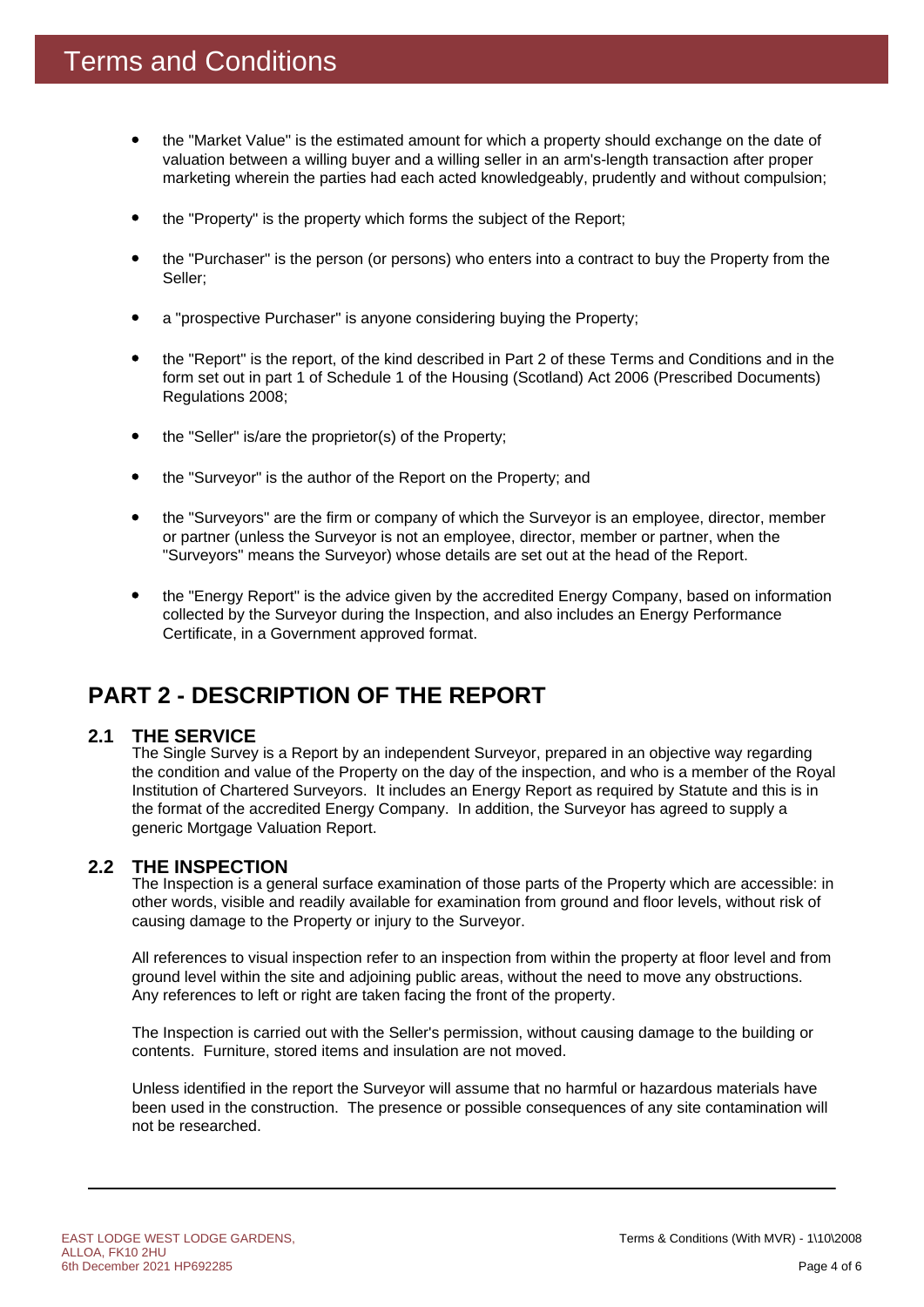# Terms and Conditions

- the "Market Value" is the estimated amount for which a property should exchange on the date of valuation between a willing buyer and a willing seller in an arm's-length transaction after proper marketing wherein the parties had each acted knowledgeably, prudently and without compulsion;
- the "Property" is the property which forms the subject of the Report;
- the "Purchaser" is the person (or persons) who enters into a contract to buy the Property from the Seller;
- a "prospective Purchaser" is anyone considering buying the Property;
- the "Report" is the report, of the kind described in Part 2 of these Terms and Conditions and in the form set out in part 1 of Schedule 1 of the Housing (Scotland) Act 2006 (Prescribed Documents) Regulations 2008;
- the "Seller" is/are the proprietor(s) of the Property;
- the "Surveyor" is the author of the Report on the Property; and
- the "Surveyors" are the firm or company of which the Surveyor is an employee, director, member or partner (unless the Surveyor is not an employee, director, member or partner, when the "Surveyors" means the Surveyor) whose details are set out at the head of the Report.
- the "Energy Report" is the advice given by the accredited Energy Company, based on information collected by the Surveyor during the Inspection, and also includes an Energy Performance Certificate, in a Government approved format.

## PART 2 - DESCRIPTION OF THE REPORT

### 2.1 THE SERVICE

The Single Survey is a Report by an independent Surveyor, prepared in an objective way regarding the condition and value of the Property on the day of the inspection, and who is a member of the Royal Institution of Chartered Surveyors. It includes an Energy Report as required by Statute and this is in the format of the accredited Energy Company. In addition, the Surveyor has agreed to supply a generic Mortgage Valuation Report.

### 2.2 THE INSPECTION

The Inspection is a general surface examination of those parts of the Property which are accessible: in other words, visible and readily available for examination from ground and floor levels, without risk of causing damage to the Property or injury to the Surveyor.

All references to visual inspection refer to an inspection from within the property at floor level and from ground level within the site and adjoining public areas, without the need to move any obstructions. Any references to left or right are taken facing the front of the property.

The Inspection is carried out with the Seller's permission, without causing damage to the building or contents. Furniture, stored items and insulation are not moved.

Unless identified in the report the Surveyor will assume that no harmful or hazardous materials have been used in the construction. The presence or possible consequences of any site contamination will not be researched.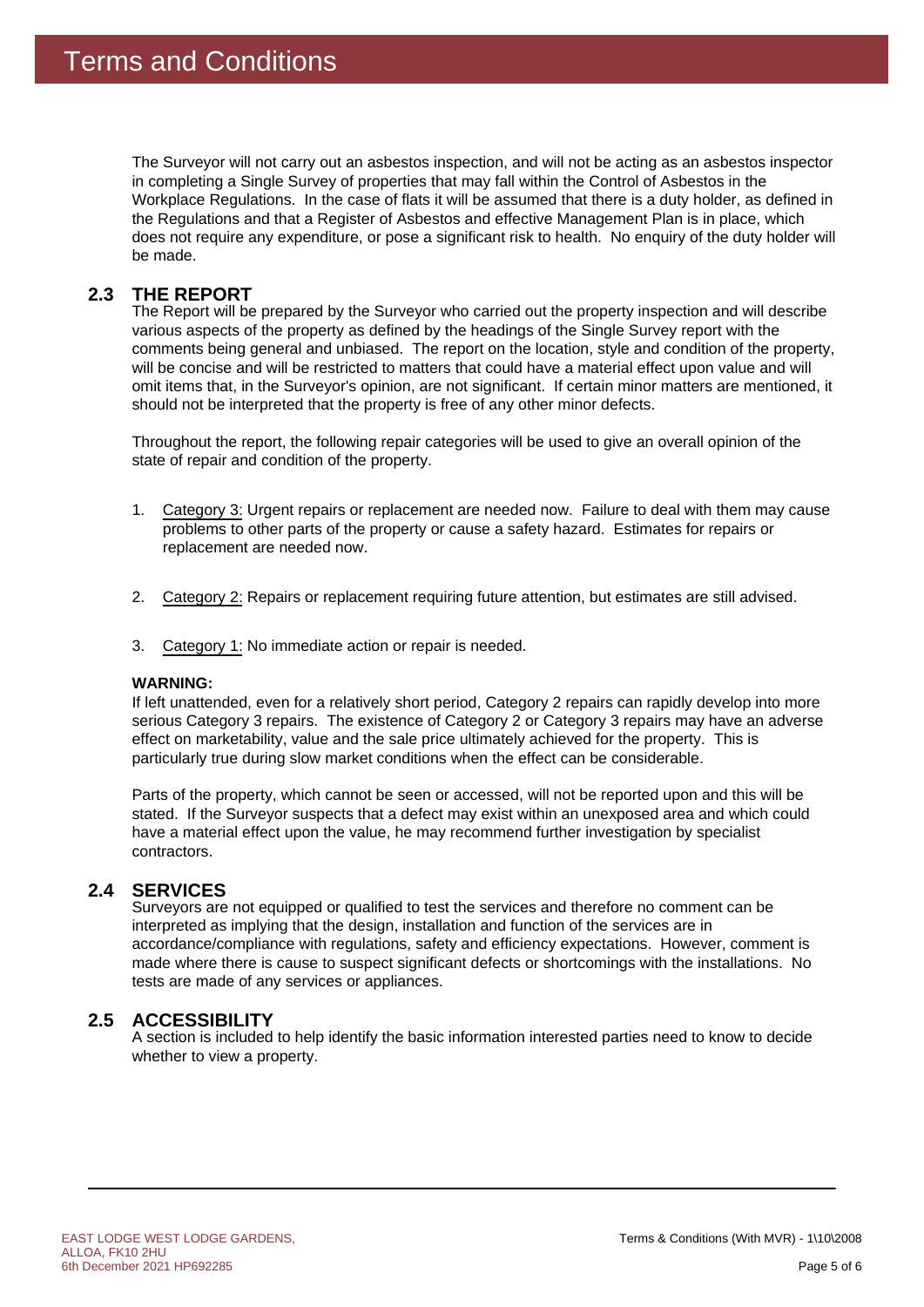# Terms and Conditions

The Surveyor will not carry out an asbestos inspection, and will not be acting as an asbestos inspector in completing a Single Survey of properties that may fall within the Control of Asbestos in the Workplace Regulations. In the case of flats it will be assumed that there is a duty holder, as defined in the Regulations and that a Register of Asbestos and effective Management Plan is in place, which does not require any expenditure, or pose a significant risk to health. No enquiry of the duty holder will be made.

## 2.3 THE REPORT

The Report will be prepared by the Surveyor who carried out the property inspection and will describe various aspects of the property as defined by the headings of the Single Survey report with the comments being general and unbiased. The report on the location, style and condition of the property, will be concise and will be restricted to matters that could have a material effect upon value and will omit items that, in the Surveyor's opinion, are not significant. If certain minor matters are mentioned, it should not be interpreted that the property is free of any other minor defects.

Throughout the report, the following repair categories will be used to give an overall opinion of the state of repair and condition of the property.

1. Category 3: Urgent repairs or replacement are needed now. Failure to deal with them may cause problems to other parts of the property or cause a safety hazard. Estimates for repairs or replacement are needed now.

2. Category 2: Repairs or replacement requiring future attention, but estimates are still advised.

3. Category 1: No immediate action or repair is needed.

**WARNING:**

If left unattended, even for a relatively short period, Category 2 repairs can rapidly develop into more serious Category 3 repairs. The existence of Category 2 or Category 3 repairs may have an adverse effect on marketability, value and the sale price ultimately achieved for the property. This is particularly true during slow market conditions when the effect can be considerable.

Parts of the property, which cannot be seen or accessed, will not be reported upon and this will be stated. If the Surveyor suspects that a defect may exist within an unexposed area and which could have a material effect upon the value, he may recommend further investigation by specialist contractors.

## 2.4 SERVICES

Surveyors are not equipped or qualified to test the services and therefore no comment can be interpreted as implying that the design, installation and function of the services are in accordance/compliance with regulations, safety and efficiency expectations. However, comment is made where there is cause to suspect significant defects or shortcomings with the installations. No tests are made of any services or appliances.

## 2.5 ACCESSIBILITY

A section is included to help identify the basic information interested parties need to know to decide whether to view a property.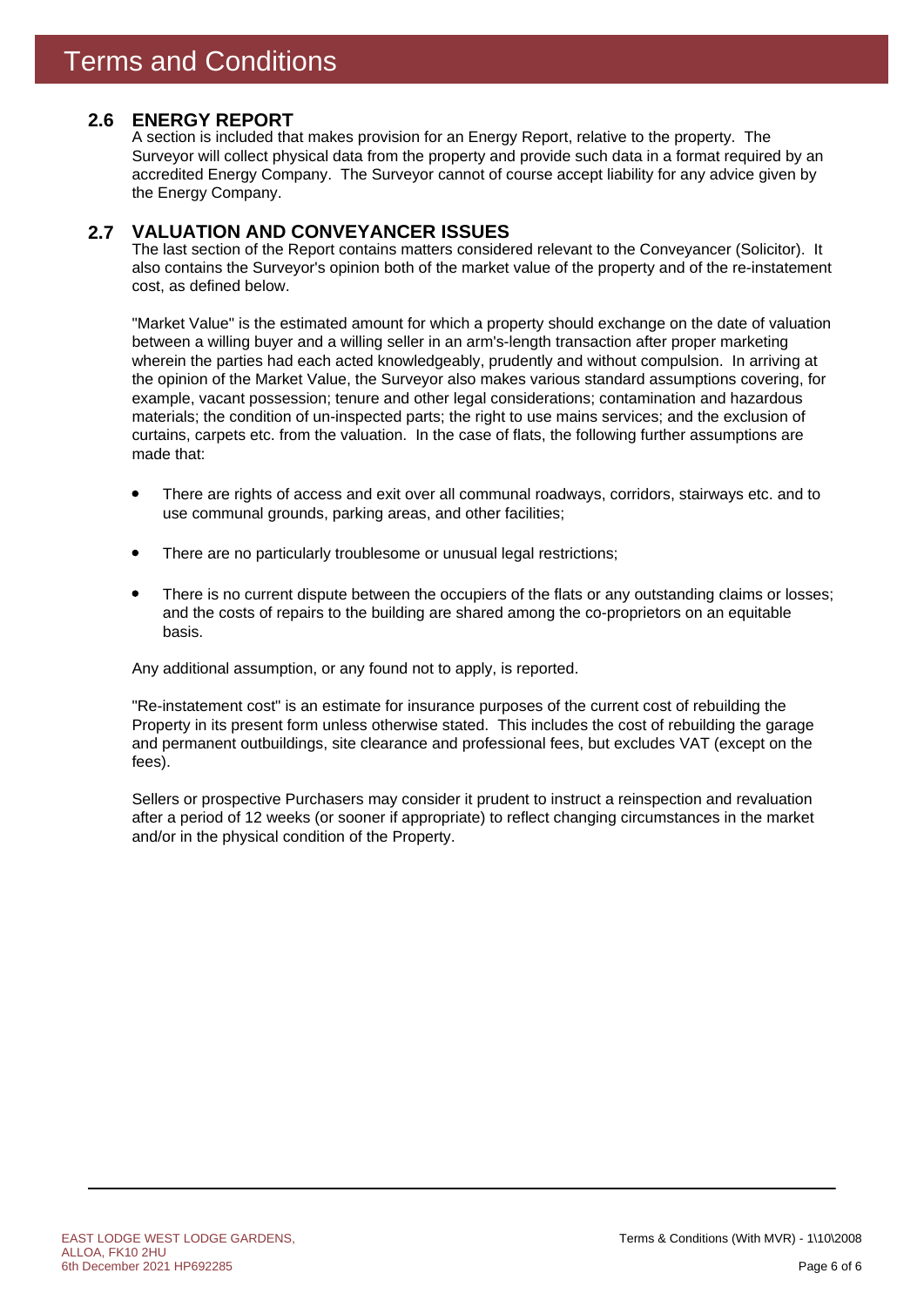# Terms and Conditions

## 2.6 ENERGY REPORT

A section is included that makes provision for an Energy Report, relative to the property. The Surveyor will collect physical data from the property and provide such data in a format required by an accredited Energy Company. The Surveyor cannot of course accept liability for any advice given by the Energy Company.

## 2.7 VALUATION AND CONVEYANCER ISSUES

The last section of the Report contains matters considered relevant to the Conveyancer (Solicitor). It also contains the Surveyor's opinion both of the market value of the property and of the re-instatement cost, as defined below.

"Market Value" is the estimated amount for which a property should exchange on the date of valuation between a willing buyer and a willing seller in an arm's-length transaction after proper marketing wherein the parties had each acted knowledgeably, prudently and without compulsion. In arriving at the opinion of the Market Value, the Surveyor also makes various standard assumptions covering, for example, vacant possession; tenure and other legal considerations; contamination and hazardous materials; the condition of un-inspected parts; the right to use mains services; and the exclusion of curtains, carpets etc. from the valuation. In the case of flats, the following further assumptions are made that:

- There are rights of access and exit over all communal roadways, corridors, stairways etc. and to use communal grounds, parking areas, and other facilities;
- There are no particularly troublesome or unusual legal restrictions;
- There is no current dispute between the occupiers of the flats or any outstanding claims or losses; and the costs of repairs to the building are shared among the co-proprietors on an equitable basis.

Any additional assumption, or any found not to apply, is reported.

"Re-instatement cost" is an estimate for insurance purposes of the current cost of rebuilding the Property in its present form unless otherwise stated. This includes the cost of rebuilding the garage and permanent outbuildings, site clearance and professional fees, but excludes VAT (except on the fees).

Sellers or prospective Purchasers may consider it prudent to instruct a reinspection and revaluation after a period of 12 weeks (or sooner if appropriate) to reflect changing circumstances in the market and/or in the physical condition of the Property.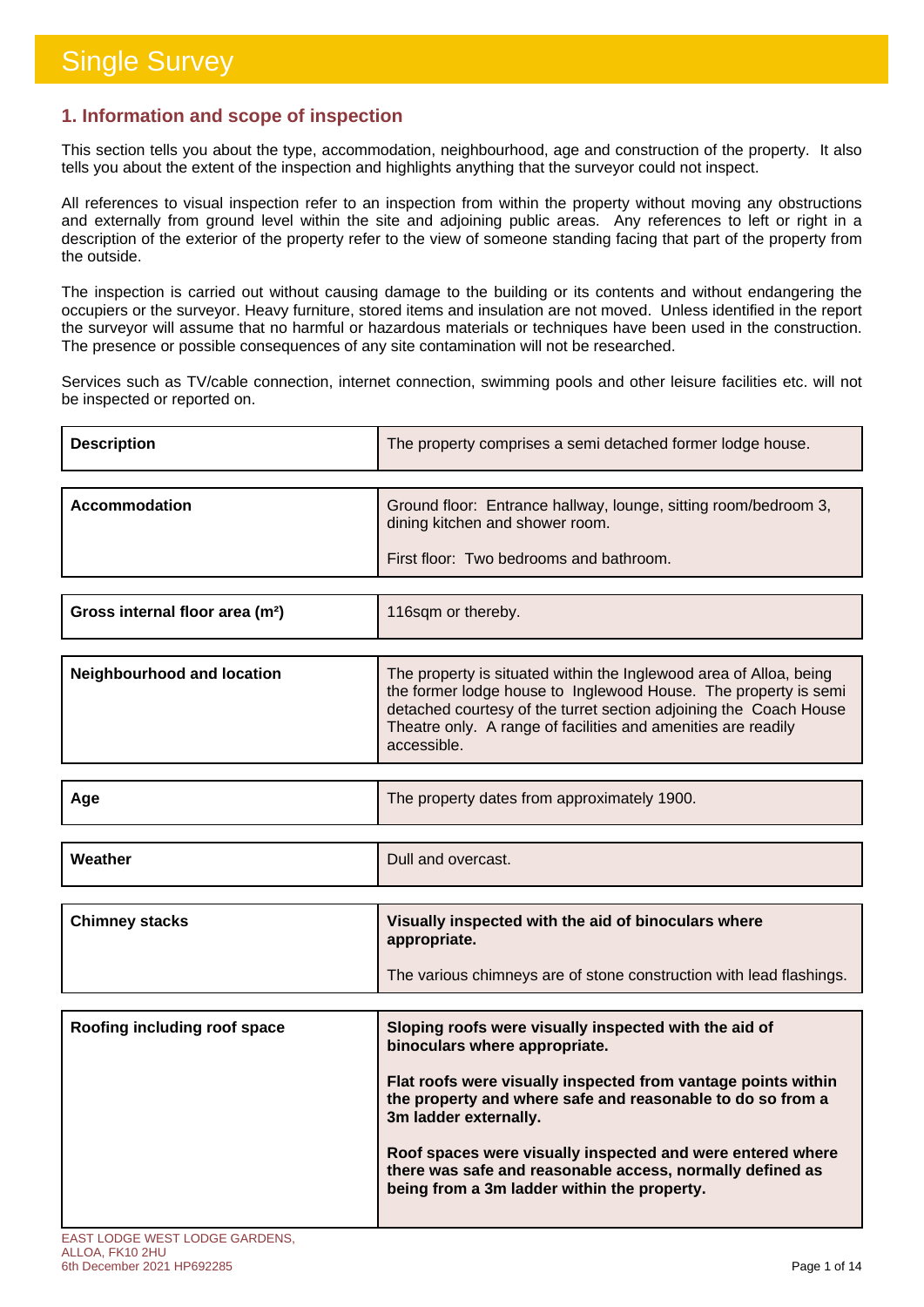# Single Survey

## 1. Information and scope of inspection

This section tells you about the type, accommodation, neighbourhood, age and construction of the property. It also tells you about the extent of the inspection and highlights anything that the surveyor could not inspect.

All references to visual inspection refer to an inspection from within the property without moving any obstructions and externally from ground level within the site and adjoining public areas. Any references to left or right in a description of the exterior of the property refer to the view of someone standing facing that part of the property from the outside.

The inspection is carried out without causing damage to the building or its contents and without endangering the occupiers or the surveyor. Heavy furniture, stored items and insulation are not moved. Unless identified in the report the surveyor will assume that no harmful or hazardous materials or techniques have been used in the construction. The presence or possible consequences of any site contamination will not be researched.

Services such as TV/cable connection, internet connection, swimming pools and other leisure facilities etc. will not be inspected or reported on.

| | |
|---|---|
| **Description** | The property comprises a semi detached former lodge house. |
| **Accommodation** | Ground floor: Entrance hallway, lounge, sitting room/bedroom 3, dining kitchen and shower room.<br><br>First floor: Two bedrooms and bathroom. |
| **Gross internal floor area (m²)** | 116sqm or thereby. |
| **Neighbourhood and location** | The property is situated within the Inglewood area of Alloa, being the former lodge house to Inglewood House. The property is semi detached courtesy of the turret section adjoining the Coach House Theatre only. A range of facilities and amenities are readily accessible. |
| **Age** | The property dates from approximately 1900. |
| **Weather** | Dull and overcast. |
| **Chimney stacks** | **Visually inspected with the aid of binoculars where appropriate.**<br><br>The various chimneys are of stone construction with lead flashings. |
| **Roofing including roof space** | **Sloping roofs were visually inspected with the aid of binoculars where appropriate.**<br><br>**Flat roofs were visually inspected from vantage points within the property and where safe and reasonable to do so from a 3m ladder externally.**<br><br>**Roof spaces were visually inspected and were entered where there was safe and reasonable access, normally defined as being from a 3m ladder within the property.** |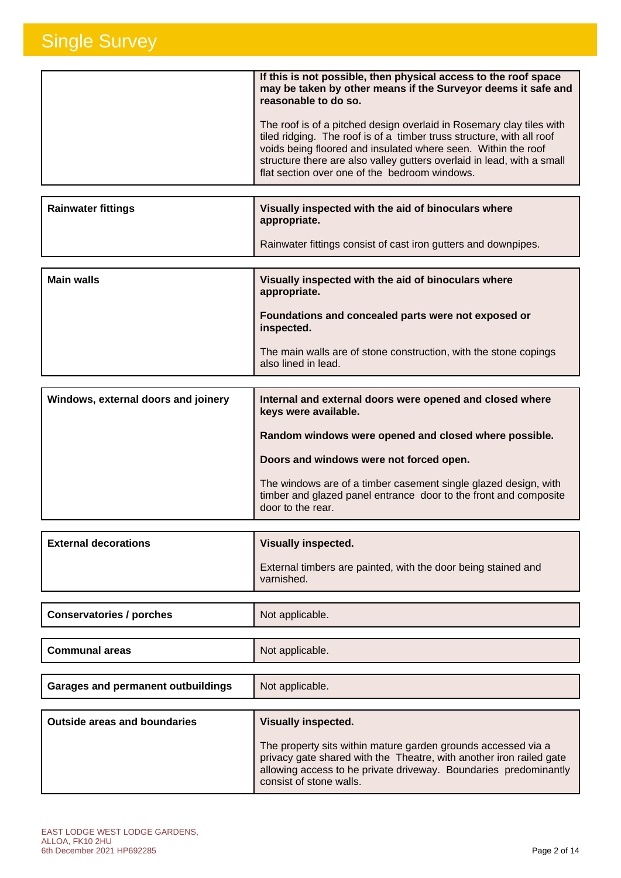# Single Survey

| | |
|---|---|
| | **If this is not possible, then physical access to the roof space may be taken by other means if the Surveyor deems it safe and reasonable to do so.**<br><br>The roof is of a pitched design overlaid in Rosemary clay tiles with tiled ridging. The roof is of a timber truss structure, with all roof voids being floored and insulated where seen. Within the roof structure there are also valley gutters overlaid in lead, with a small flat section over one of the bedroom windows. |

| | |
|---|---|
| **Rainwater fittings** | **Visually inspected with the aid of binoculars where appropriate.**<br><br>Rainwater fittings consist of cast iron gutters and downpipes. |

| | |
|---|---|
| **Main walls** | **Visually inspected with the aid of binoculars where appropriate.**<br><br>**Foundations and concealed parts were not exposed or inspected.**<br><br>The main walls are of stone construction, with the stone copings also lined in lead. |

| | |
|---|---|
| **Windows, external doors and joinery** | **Internal and external doors were opened and closed where keys were available.**<br><br>**Random windows were opened and closed where possible.**<br><br>**Doors and windows were not forced open.**<br><br>The windows are of a timber casement single glazed design, with timber and glazed panel entrance door to the front and composite door to the rear. |

| | |
|---|---|
| **External decorations** | **Visually inspected.**<br><br>External timbers are painted, with the door being stained and varnished. |

| | |
|---|---|
| **Conservatories / porches** | Not applicable. |

| | |
|---|---|
| **Communal areas** | Not applicable. |

| | |
|---|---|
| **Garages and permanent outbuildings** | Not applicable. |

| | |
|---|---|
| **Outside areas and boundaries** | **Visually inspected.**<br><br>The property sits within mature garden grounds accessed via a privacy gate shared with the Theatre, with another iron railed gate allowing access to he private driveway. Boundaries predominantly consist of stone walls. |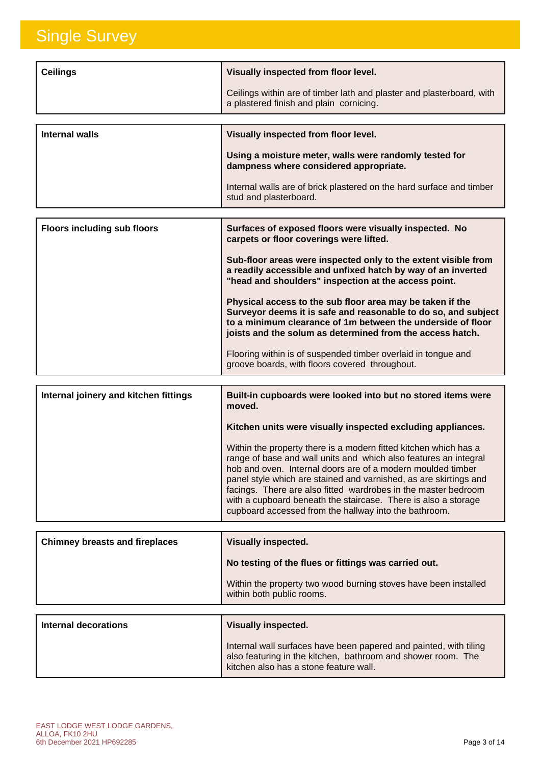| | |
|---|---|
| **Ceilings** | **Visually inspected from floor level.**<br><br>Ceilings within are of timber lath and plaster and plasterboard, with a plastered finish and plain cornicing. |

| | |
|---|---|
| **Internal walls** | **Visually inspected from floor level.**<br><br>**Using a moisture meter, walls were randomly tested for dampness where considered appropriate.**<br><br>Internal walls are of brick plastered on the hard surface and timber stud and plasterboard. |

| | |
|---|---|
| **Floors including sub floors** | **Surfaces of exposed floors were visually inspected. No carpets or floor coverings were lifted.**<br><br>**Sub-floor areas were inspected only to the extent visible from a readily accessible and unfixed hatch by way of an inverted "head and shoulders" inspection at the access point.**<br><br>**Physical access to the sub floor area may be taken if the Surveyor deems it is safe and reasonable to do so, and subject to a minimum clearance of 1m between the underside of floor joists and the solum as determined from the access hatch.**<br><br>Flooring within is of suspended timber overlaid in tongue and groove boards, with floors covered throughout. |

| | |
|---|---|
| **Internal joinery and kitchen fittings** | **Built-in cupboards were looked into but no stored items were moved.**<br><br>**Kitchen units were visually inspected excluding appliances.**<br><br>Within the property there is a modern fitted kitchen which has a range of base and wall units and which also features an integral hob and oven. Internal doors are of a modern moulded timber panel style which are stained and varnished, as are skirtings and facings. There are also fitted wardrobes in the master bedroom with a cupboard beneath the staircase. There is also a storage cupboard accessed from the hallway into the bathroom. |

| | |
|---|---|
| **Chimney breasts and fireplaces** | **Visually inspected.**<br><br>**No testing of the flues or fittings was carried out.**<br><br>Within the property two wood burning stoves have been installed within both public rooms. |

| | |
|---|---|
| **Internal decorations** | **Visually inspected.**<br><br>Internal wall surfaces have been papered and painted, with tiling also featuring in the kitchen, bathroom and shower room. The kitchen also has a stone feature wall. |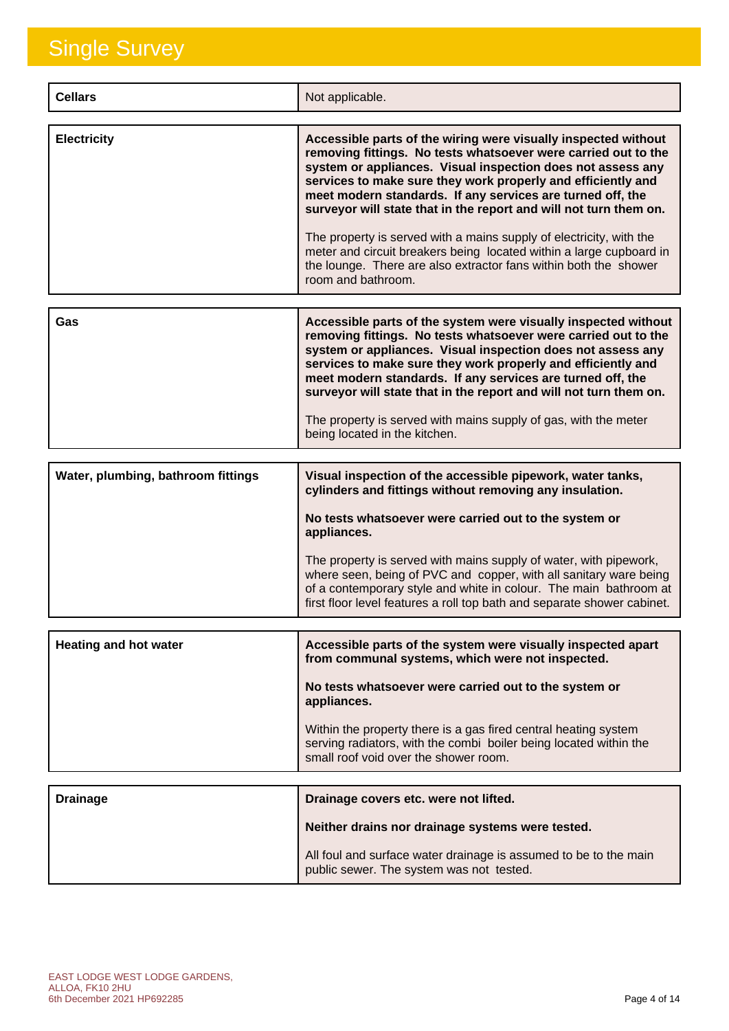| Cellars | Not applicable. |
|---|---|

| Electricity | **Accessible parts of the wiring were visually inspected without removing fittings. No tests whatsoever were carried out to the system or appliances. Visual inspection does not assess any services to make sure they work properly and efficiently and meet modern standards. If any services are turned off, the surveyor will state that in the report and will not turn them on.**<br><br>The property is served with a mains supply of electricity, with the meter and circuit breakers being located within a large cupboard in the lounge. There are also extractor fans within both the shower room and bathroom. |
|---|---|

| Gas | **Accessible parts of the system were visually inspected without removing fittings. No tests whatsoever were carried out to the system or appliances. Visual inspection does not assess any services to make sure they work properly and efficiently and meet modern standards. If any services are turned off, the surveyor will state that in the report and will not turn them on.**<br><br>The property is served with mains supply of gas, with the meter being located in the kitchen. |
|---|---|

| Water, plumbing, bathroom fittings | **Visual inspection of the accessible pipework, water tanks, cylinders and fittings without removing any insulation.**<br><br>**No tests whatsoever were carried out to the system or appliances.**<br><br>The property is served with mains supply of water, with pipework, where seen, being of PVC and copper, with all sanitary ware being of a contemporary style and white in colour. The main bathroom at first floor level features a roll top bath and separate shower cabinet. |
|---|---|

| Heating and hot water | **Accessible parts of the system were visually inspected apart from communal systems, which were not inspected.**<br><br>**No tests whatsoever were carried out to the system or appliances.**<br><br>Within the property there is a gas fired central heating system serving radiators, with the combi boiler being located within the small roof void over the shower room. |
|---|---|

| Drainage | **Drainage covers etc. were not lifted.**<br><br>**Neither drains nor drainage systems were tested.**<br><br>All foul and surface water drainage is assumed to be to the main public sewer. The system was not tested. |
|---|---|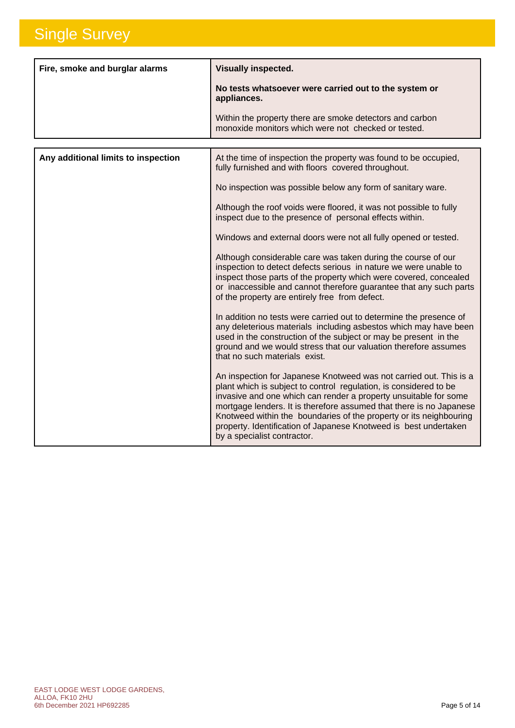# Single Survey

| Fire, smoke and burglar alarms | **Visually inspected.**<br><br>**No tests whatsoever were carried out to the system or appliances.**<br><br>Within the property there are smoke detectors and carbon monoxide monitors which were not checked or tested. |
|---|---|

| Any additional limits to inspection | At the time of inspection the property was found to be occupied, fully furnished and with floors covered throughout.<br><br>No inspection was possible below any form of sanitary ware.<br><br>Although the roof voids were floored, it was not possible to fully inspect due to the presence of personal effects within.<br><br>Windows and external doors were not all fully opened or tested.<br><br>Although considerable care was taken during the course of our inspection to detect defects serious in nature we were unable to inspect those parts of the property which were covered, concealed or inaccessible and cannot therefore guarantee that any such parts of the property are entirely free from defect.<br><br>In addition no tests were carried out to determine the presence of any deleterious materials including asbestos which may have been used in the construction of the subject or may be present in the ground and we would stress that our valuation therefore assumes that no such materials exist.<br><br>An inspection for Japanese Knotweed was not carried out. This is a plant which is subject to control regulation, is considered to be invasive and one which can render a property unsuitable for some mortgage lenders. It is therefore assumed that there is no Japanese Knotweed within the boundaries of the property or its neighbouring property. Identification of Japanese Knotweed is best undertaken by a specialist contractor. |
|---|---|

EAST LODGE WEST LODGE GARDENS,
ALLOA, FK10 2HU
6th December 2021 HP692285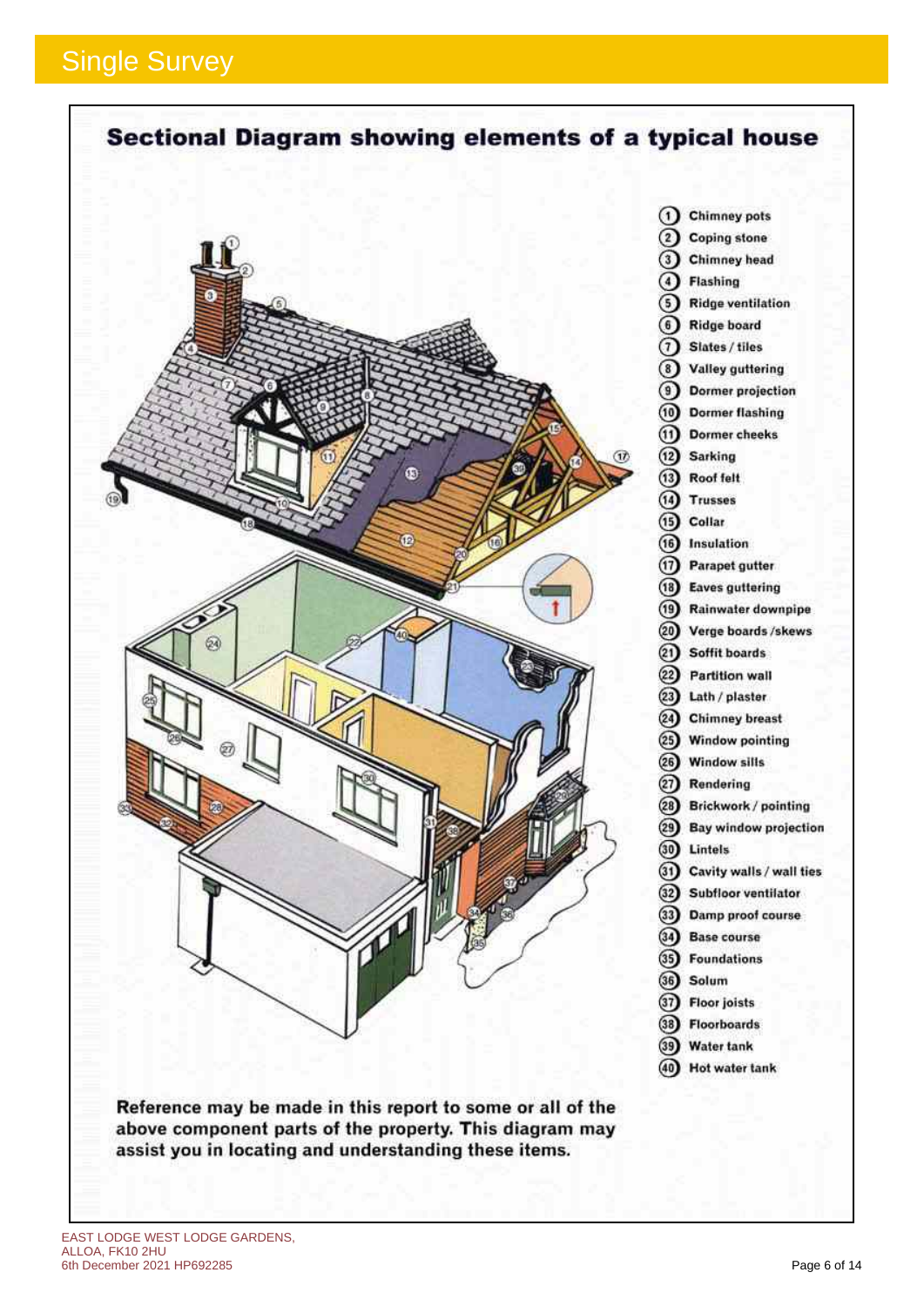# Single Survey

## Sectional Diagram showing elements of a typical house

1. Chimney pots
2. Coping stone
3. Chimney head
4. Flashing
5. Ridge ventilation
6. Ridge board
7. Slates / tiles
8. Valley guttering
9. Dormer projection
10. Dormer flashing
11. Dormer cheeks
12. Sarking
13. Roof felt
14. Trusses
15. Collar
16. Insulation
17. Parapet gutter
18. Eaves guttering
19. Rainwater downpipe
20. Verge boards /skews
21. Soffit boards
22. Partition wall
23. Lath / plaster
24. Chimney breast
25. Window pointing
26. Window sills
27. Rendering
28. Brickwork / pointing
29. Bay window projection
30. Lintels
31. Cavity walls / wall ties
32. Subfloor ventilator
33. Damp proof course
34. Base course
35. Foundations
36. Solum
37. Floor joists
38. Floorboards
39. Water tank
40. Hot water tank

**Reference may be made in this report to some or all of the above component parts of the property. This diagram may assist you in locating and understanding these items.**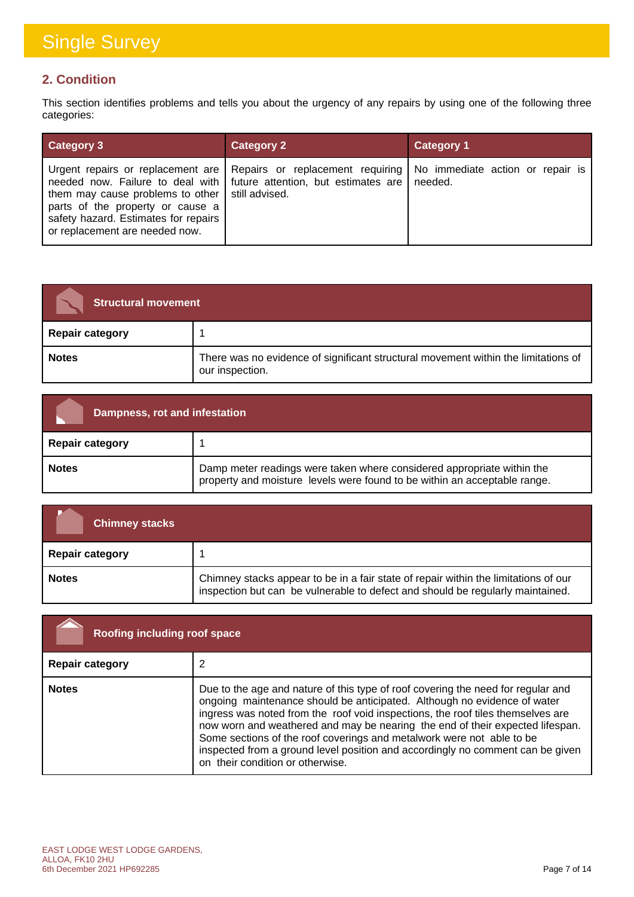# Single Survey

## 2. Condition

This section identifies problems and tells you about the urgency of any repairs by using one of the following three categories:

| Category 3 | Category 2 | Category 1 |
|---|---|---|
| Urgent repairs or replacement are needed now. Failure to deal with them may cause problems to other parts of the property or cause a safety hazard. Estimates for repairs or replacement are needed now. | Repairs or replacement requiring future attention, but estimates are still advised. | No immediate action or repair is needed. |

| Structural movement | |
|---|---|
| **Repair category** | 1 |
| **Notes** | There was no evidence of significant structural movement within the limitations of our inspection. |

| Dampness, rot and infestation | |
|---|---|
| **Repair category** | 1 |
| **Notes** | Damp meter readings were taken where considered appropriate within the property and moisture levels were found to be within an acceptable range. |

| Chimney stacks | |
|---|---|
| **Repair category** | 1 |
| **Notes** | Chimney stacks appear to be in a fair state of repair within the limitations of our inspection but can be vulnerable to defect and should be regularly maintained. |

| Roofing including roof space | |
|---|---|
| **Repair category** | 2 |
| **Notes** | Due to the age and nature of this type of roof covering the need for regular and ongoing maintenance should be anticipated. Although no evidence of water ingress was noted from the roof void inspections, the roof tiles themselves are now worn and weathered and may be nearing the end of their expected lifespan. Some sections of the roof coverings and metalwork were not able to be inspected from a ground level position and accordingly no comment can be given on their condition or otherwise. |

EAST LODGE WEST LODGE GARDENS,
ALLOA, FK10 2HU
6th December 2021 HP692285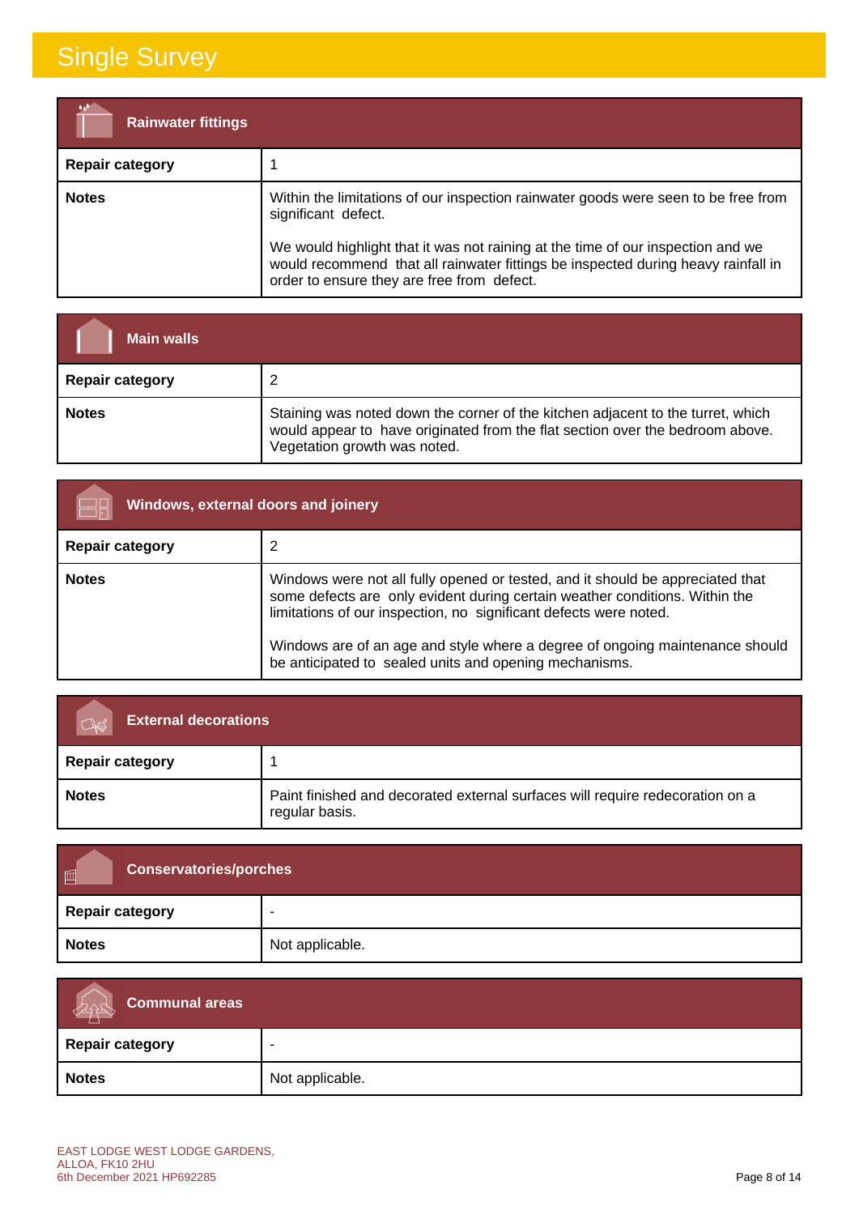# Single Survey

| Rainwater fittings | |
|---|---|
| **Repair category** | 1 |
| **Notes** | Within the limitations of our inspection rainwater goods were seen to be free from significant defect.<br><br>We would highlight that it was not raining at the time of our inspection and we would recommend that all rainwater fittings be inspected during heavy rainfall in order to ensure they are free from defect. |

| Main walls | |
|---|---|
| **Repair category** | 2 |
| **Notes** | Staining was noted down the corner of the kitchen adjacent to the turret, which would appear to have originated from the flat section over the bedroom above. Vegetation growth was noted. |

| Windows, external doors and joinery | |
|---|---|
| **Repair category** | 2 |
| **Notes** | Windows were not all fully opened or tested, and it should be appreciated that some defects are only evident during certain weather conditions. Within the limitations of our inspection, no significant defects were noted.<br><br>Windows are of an age and style where a degree of ongoing maintenance should be anticipated to sealed units and opening mechanisms. |

| External decorations | |
|---|---|
| **Repair category** | 1 |
| **Notes** | Paint finished and decorated external surfaces will require redecoration on a regular basis. |

| Conservatories/porches | |
|---|---|
| **Repair category** | - |
| **Notes** | Not applicable. |

| Communal areas | |
|---|---|
| **Repair category** | - |
| **Notes** | Not applicable. |

EAST LODGE WEST LODGE GARDENS,
ALLOA, FK10 2HU
6th December 2021 HP692285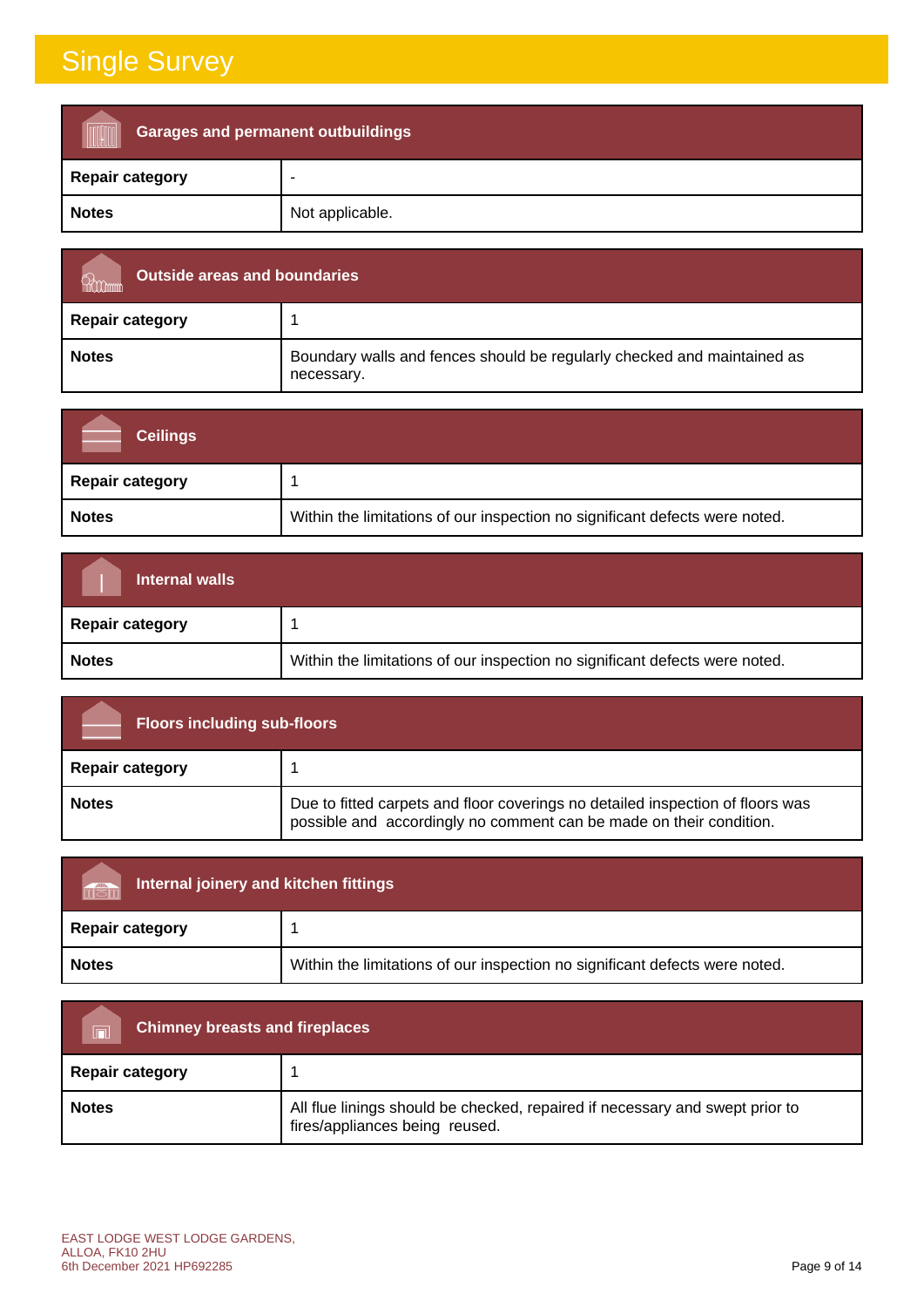# Single Survey

| Garages and permanent outbuildings | |
|---|---|
| **Repair category** | - |
| **Notes** | Not applicable. |

| Outside areas and boundaries | |
|---|---|
| **Repair category** | 1 |
| **Notes** | Boundary walls and fences should be regularly checked and maintained as necessary. |

| Ceilings | |
|---|---|
| **Repair category** | 1 |
| **Notes** | Within the limitations of our inspection no significant defects were noted. |

| Internal walls | |
|---|---|
| **Repair category** | 1 |
| **Notes** | Within the limitations of our inspection no significant defects were noted. |

| Floors including sub-floors | |
|---|---|
| **Repair category** | 1 |
| **Notes** | Due to fitted carpets and floor coverings no detailed inspection of floors was possible and accordingly no comment can be made on their condition. |

| Internal joinery and kitchen fittings | |
|---|---|
| **Repair category** | 1 |
| **Notes** | Within the limitations of our inspection no significant defects were noted. |

| Chimney breasts and fireplaces | |
|---|---|
| **Repair category** | 1 |
| **Notes** | All flue linings should be checked, repaired if necessary and swept prior to fires/appliances being reused. |

EAST LODGE WEST LODGE GARDENS,
ALLOA, FK10 2HU
6th December 2021 HP692285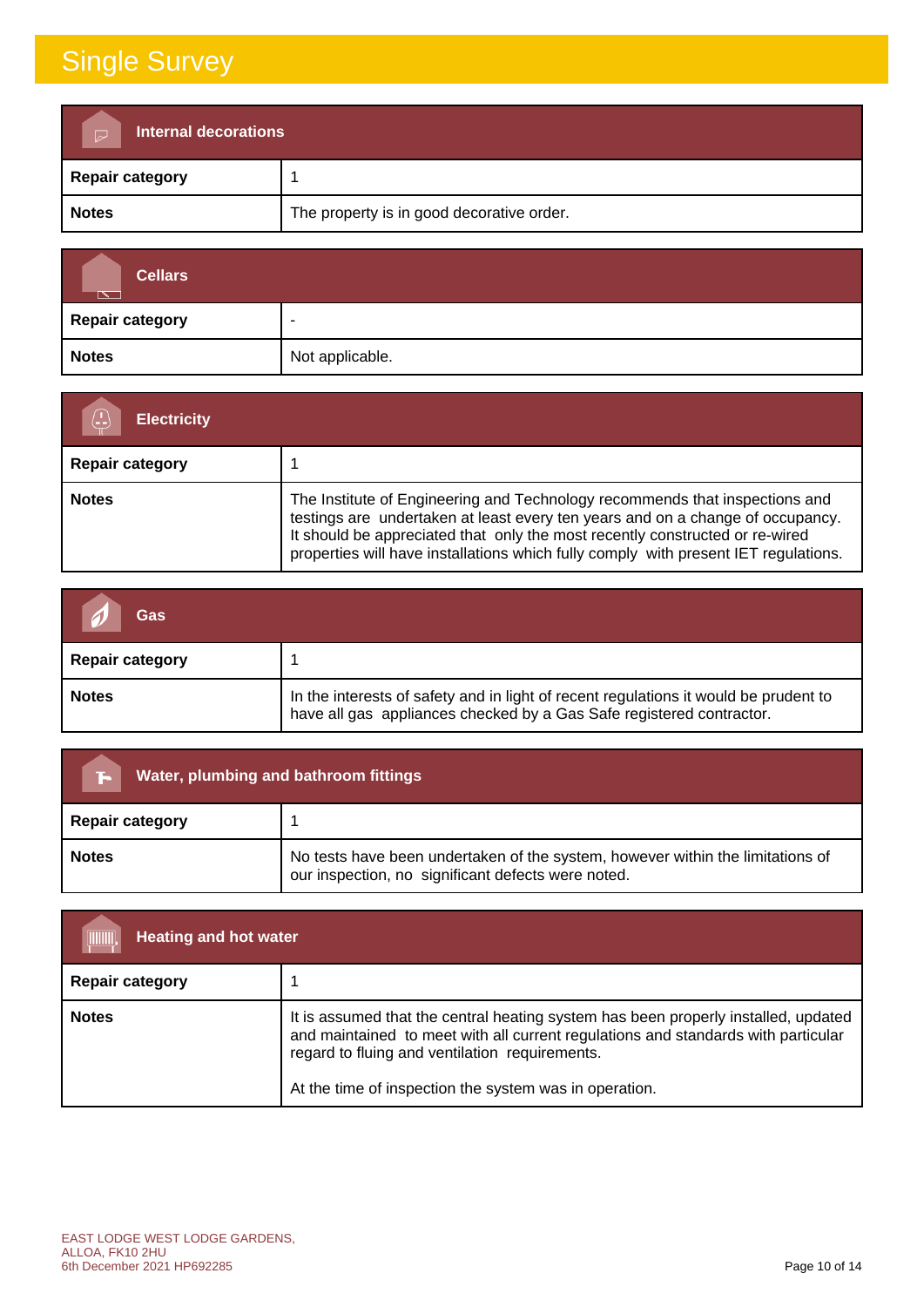# Single Survey

| Internal decorations | |
|---|---|
| **Repair category** | 1 |
| **Notes** | The property is in good decorative order. |

| Cellars | |
|---|---|
| **Repair category** | - |
| **Notes** | Not applicable. |

| Electricity | |
|---|---|
| **Repair category** | 1 |
| **Notes** | The Institute of Engineering and Technology recommends that inspections and testings are undertaken at least every ten years and on a change of occupancy. It should be appreciated that only the most recently constructed or re-wired properties will have installations which fully comply with present IET regulations. |

| Gas | |
|---|---|
| **Repair category** | 1 |
| **Notes** | In the interests of safety and in light of recent regulations it would be prudent to have all gas appliances checked by a Gas Safe registered contractor. |

| Water, plumbing and bathroom fittings | |
|---|---|
| **Repair category** | 1 |
| **Notes** | No tests have been undertaken of the system, however within the limitations of our inspection, no significant defects were noted. |

| Heating and hot water | |
|---|---|
| **Repair category** | 1 |
| **Notes** | It is assumed that the central heating system has been properly installed, updated and maintained to meet with all current regulations and standards with particular regard to fluing and ventilation requirements.<br><br>At the time of inspection the system was in operation. |

EAST LODGE WEST LODGE GARDENS,
ALLOA, FK10 2HU
6th December 2021 HP692285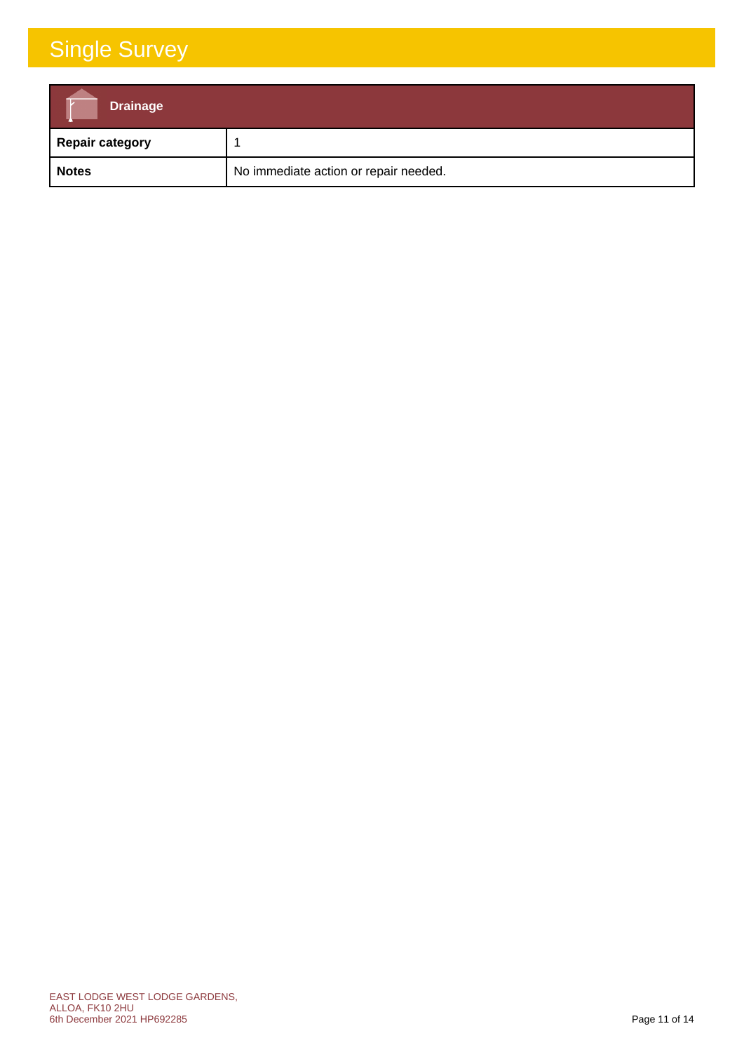| **Drainage** | |
|---|---|
| **Repair category** | 1 |
| **Notes** | No immediate action or repair needed. |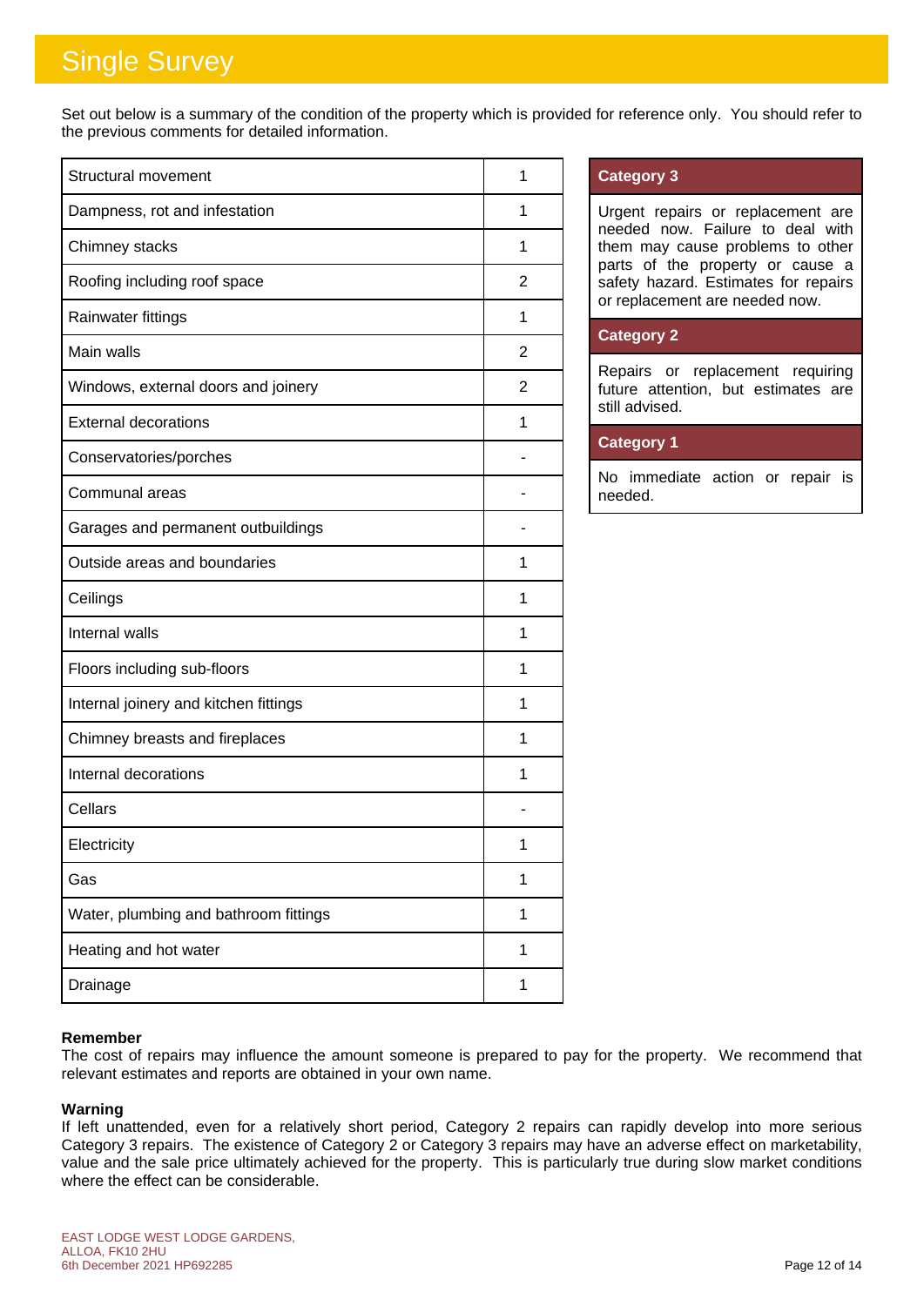# Single Survey

Set out below is a summary of the condition of the property which is provided for reference only. You should refer to the previous comments for detailed information.

| Element | Category |
|---|---|
| Structural movement | 1 |
| Dampness, rot and infestation | 1 |
| Chimney stacks | 1 |
| Roofing including roof space | 2 |
| Rainwater fittings | 1 |
| Main walls | 2 |
| Windows, external doors and joinery | 2 |
| External decorations | 1 |
| Conservatories/porches | - |
| Communal areas | - |
| Garages and permanent outbuildings | - |
| Outside areas and boundaries | 1 |
| Ceilings | 1 |
| Internal walls | 1 |
| Floors including sub-floors | 1 |
| Internal joinery and kitchen fittings | 1 |
| Chimney breasts and fireplaces | 1 |
| Internal decorations | 1 |
| Cellars | - |
| Electricity | 1 |
| Gas | 1 |
| Water, plumbing and bathroom fittings | 1 |
| Heating and hot water | 1 |
| Drainage | 1 |

**Category 3**

Urgent repairs or replacement are needed now. Failure to deal with them may cause problems to other parts of the property or cause a safety hazard. Estimates for repairs or replacement are needed now.

**Category 2**

Repairs or replacement requiring future attention, but estimates are still advised.

**Category 1**

No immediate action or repair is needed.

**Remember**

The cost of repairs may influence the amount someone is prepared to pay for the property. We recommend that relevant estimates and reports are obtained in your own name.

**Warning**

If left unattended, even for a relatively short period, Category 2 repairs can rapidly develop into more serious Category 3 repairs. The existence of Category 2 or Category 3 repairs may have an adverse effect on marketability, value and the sale price ultimately achieved for the property. This is particularly true during slow market conditions where the effect can be considerable.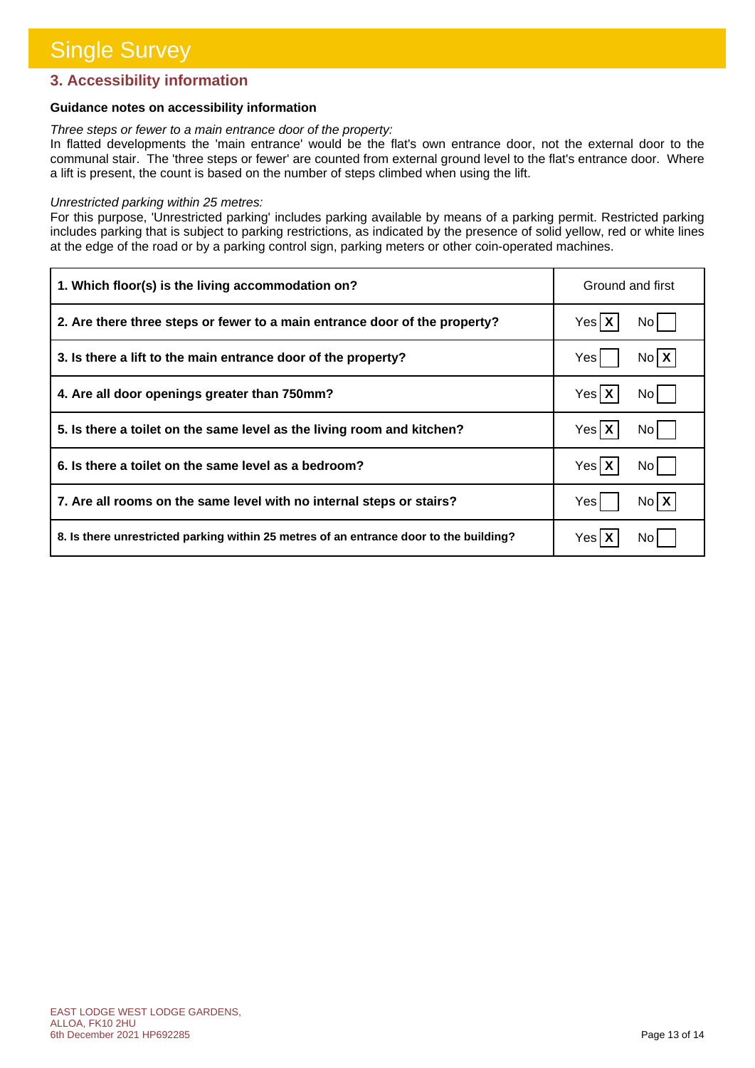# Single Survey

## 3. Accessibility information

**Guidance notes on accessibility information**

*Three steps or fewer to a main entrance door of the property:*

In flatted developments the 'main entrance' would be the flat's own entrance door, not the external door to the communal stair. The 'three steps or fewer' are counted from external ground level to the flat's entrance door. Where a lift is present, the count is based on the number of steps climbed when using the lift.

*Unrestricted parking within 25 metres:*

For this purpose, 'Unrestricted parking' includes parking available by means of a parking permit. Restricted parking includes parking that is subject to parking restrictions, as indicated by the presence of solid yellow, red or white lines at the edge of the road or by a parking control sign, parking meters or other coin-operated machines.

| Question | Answer |
|---|---|
| **1. Which floor(s) is the living accommodation on?** | Ground and first |
| **2. Are there three steps or fewer to a main entrance door of the property?** | Yes [X] No [ ] |
| **3. Is there a lift to the main entrance door of the property?** | Yes [ ] No [X] |
| **4. Are all door openings greater than 750mm?** | Yes [X] No [ ] |
| **5. Is there a toilet on the same level as the living room and kitchen?** | Yes [X] No [ ] |
| **6. Is there a toilet on the same level as a bedroom?** | Yes [X] No [ ] |
| **7. Are all rooms on the same level with no internal steps or stairs?** | Yes [ ] No [X] |
| **8. Is there unrestricted parking within 25 metres of an entrance door to the building?** | Yes [X] No [ ] |

EAST LODGE WEST LODGE GARDENS,
ALLOA, FK10 2HU
6th December 2021 HP692285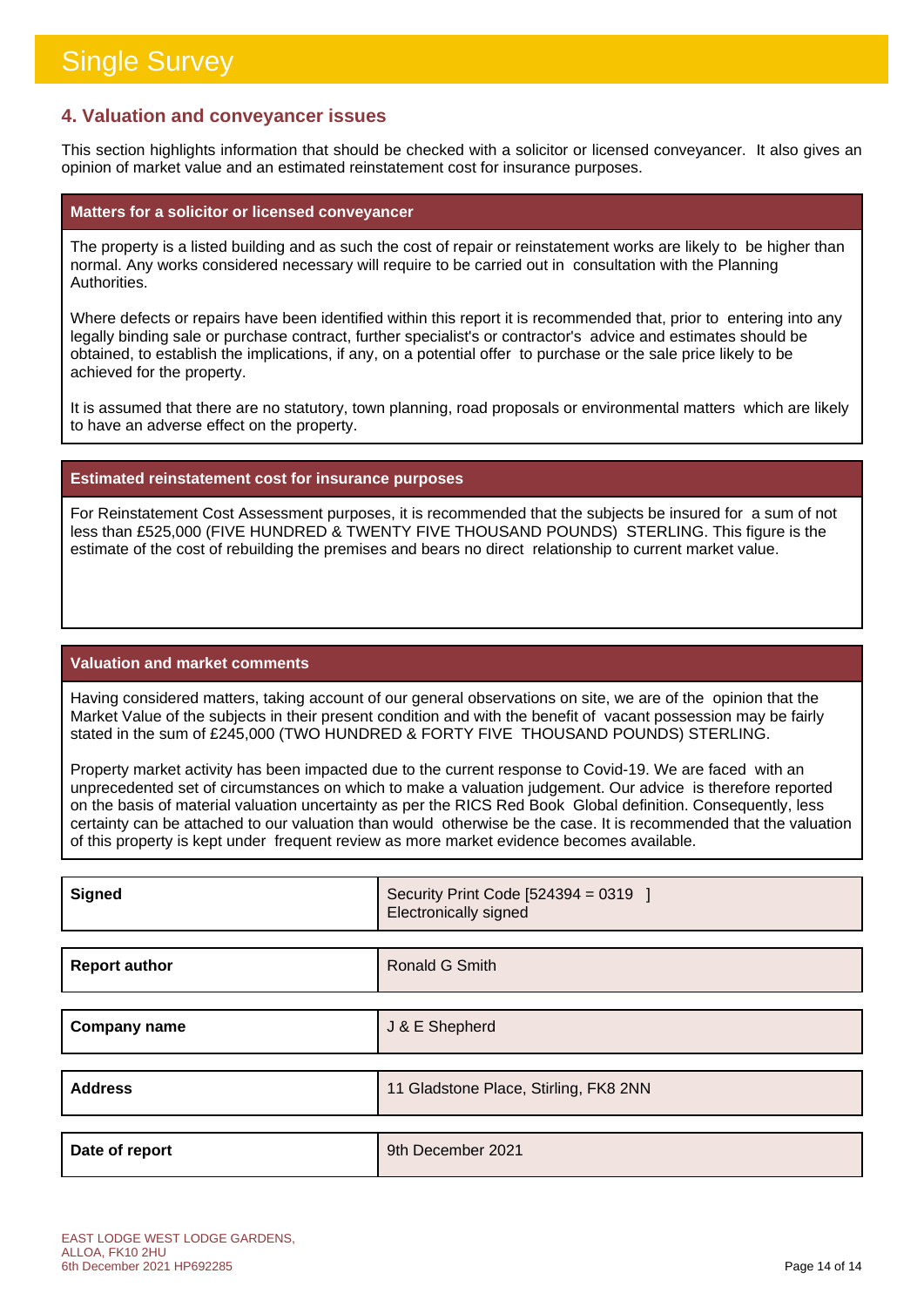# Single Survey

## 4. Valuation and conveyancer issues

This section highlights information that should be checked with a solicitor or licensed conveyancer. It also gives an opinion of market value and an estimated reinstatement cost for insurance purposes.

### Matters for a solicitor or licensed conveyancer

The property is a listed building and as such the cost of repair or reinstatement works are likely to be higher than normal. Any works considered necessary will require to be carried out in consultation with the Planning Authorities.

Where defects or repairs have been identified within this report it is recommended that, prior to entering into any legally binding sale or purchase contract, further specialist's or contractor's advice and estimates should be obtained, to establish the implications, if any, on a potential offer to purchase or the sale price likely to be achieved for the property.

It is assumed that there are no statutory, town planning, road proposals or environmental matters which are likely to have an adverse effect on the property.

### Estimated reinstatement cost for insurance purposes

For Reinstatement Cost Assessment purposes, it is recommended that the subjects be insured for a sum of not less than £525,000 (FIVE HUNDRED & TWENTY FIVE THOUSAND POUNDS) STERLING. This figure is the estimate of the cost of rebuilding the premises and bears no direct relationship to current market value.

### Valuation and market comments

Having considered matters, taking account of our general observations on site, we are of the opinion that the Market Value of the subjects in their present condition and with the benefit of vacant possession may be fairly stated in the sum of £245,000 (TWO HUNDRED & FORTY FIVE THOUSAND POUNDS) STERLING.

Property market activity has been impacted due to the current response to Covid-19. We are faced with an unprecedented set of circumstances on which to make a valuation judgement. Our advice is therefore reported on the basis of material valuation uncertainty as per the RICS Red Book Global definition. Consequently, less certainty can be attached to our valuation than would otherwise be the case. It is recommended that the valuation of this property is kept under frequent review as more market evidence becomes available.

| | |
|---|---|
| **Signed** | Security Print Code [524394 = 0319 ]<br>Electronically signed |
| **Report author** | Ronald G Smith |
| **Company name** | J & E Shepherd |
| **Address** | 11 Gladstone Place, Stirling, FK8 2NN |
| **Date of report** | 9th December 2021 |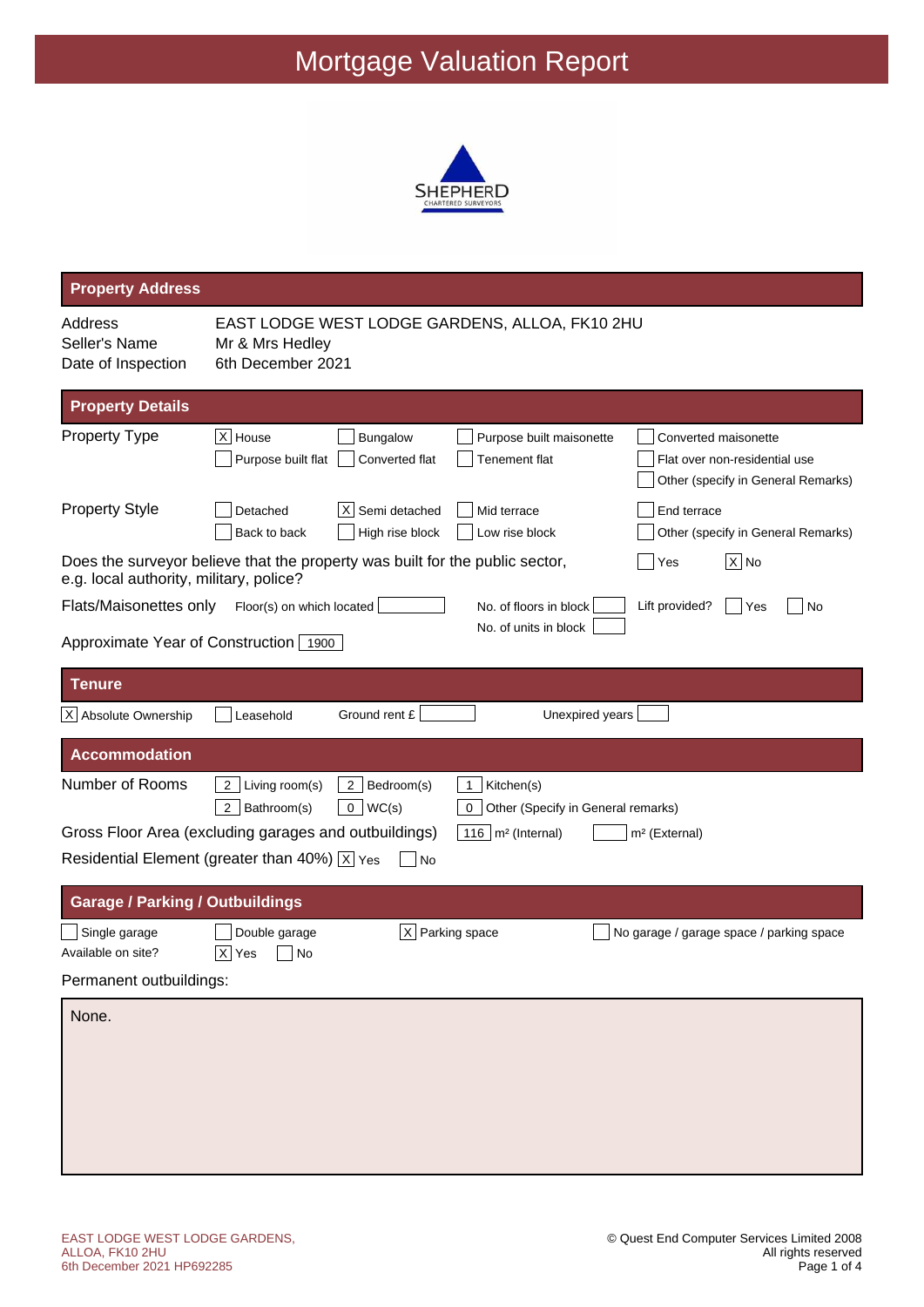# Mortgage Valuation Report

SHEPHERD
CHARTERED SURVEYORS

## Property Address

| | |
|---|---|
| Address | EAST LODGE WEST LODGE GARDENS, ALLOA, FK10 2HU |
| Seller's Name | Mr & Mrs Hedley |
| Date of Inspection | 6th December 2021 |

## Property Details

**Property Type**

- [X] House
- [ ] Bungalow
- [ ] Purpose built maisonette
- [ ] Converted maisonette
- [ ] Purpose built flat
- [ ] Converted flat
- [ ] Tenement flat
- [ ] Flat over non-residential use
- [ ] Other (specify in General Remarks)

**Property Style**

- [ ] Detached
- [X] Semi detached
- [ ] Mid terrace
- [ ] End terrace
- [ ] Back to back
- [ ] High rise block
- [ ] Low rise block
- [ ] Other (specify in General Remarks)

Does the surveyor believe that the property was built for the public sector, e.g. local authority, military, police?

- [ ] Yes
- [X] No

**Flats/Maisonettes only**

Floor(s) on which located: 
No. of floors in block: 
No. of units in block: 
Lift provided? [ ] Yes [ ] No

Approximate Year of Construction: 1900

## Tenure

- [X] Absolute Ownership
- [ ] Leasehold

Ground rent £: 
Unexpired years: 

## Accommodation

**Number of Rooms**

| | |
|---|---|
| 2 | Living room(s) |
| 2 | Bedroom(s) |
| 1 | Kitchen(s) |
| 2 | Bathroom(s) |
| 0 | WC(s) |
| 0 | Other (Specify in General remarks) |

Gross Floor Area (excluding garages and outbuildings): 116 m² (Internal) / m² (External)

Residential Element (greater than 40%): [X] Yes [ ] No

## Garage / Parking / Outbuildings

- [ ] Single garage
- [ ] Double garage
- [X] Parking space
- [ ] No garage / garage space / parking space

Available on site? [X] Yes [ ] No

Permanent outbuildings:

None.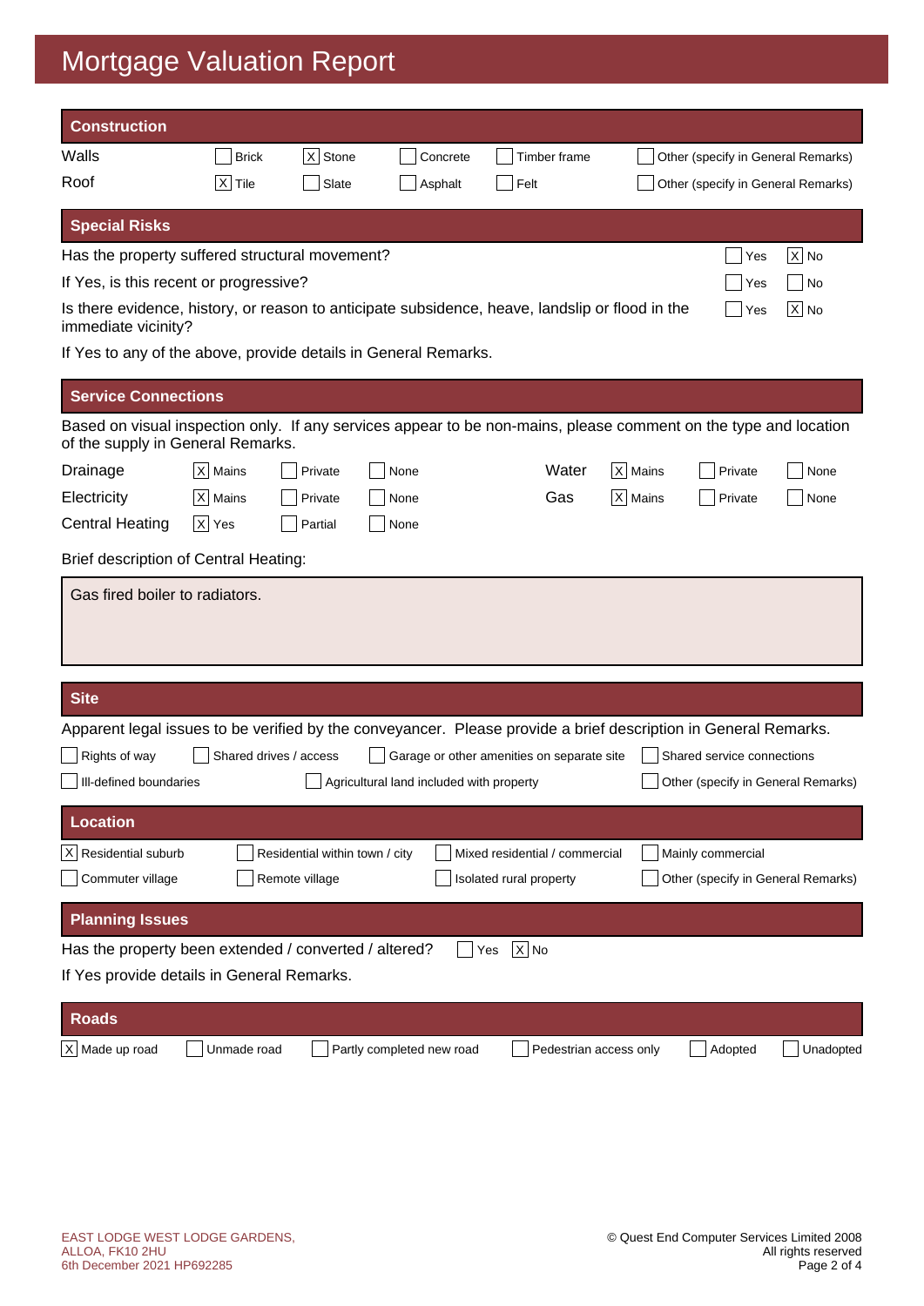# Mortgage Valuation Report

## Construction

| | | | | | |
|---|---|---|---|---|---|
| Walls | [ ] Brick | [X] Stone | [ ] Concrete | [ ] Timber frame | [ ] Other (specify in General Remarks) |
| Roof | [X] Tile | [ ] Slate | [ ] Asphalt | [ ] Felt | [ ] Other (specify in General Remarks) |

## Special Risks

Has the property suffered structural movement? [ ] Yes [X] No

If Yes, is this recent or progressive? [ ] Yes [ ] No

Is there evidence, history, or reason to anticipate subsidence, heave, landslip or flood in the immediate vicinity? [ ] Yes [X] No

If Yes to any of the above, provide details in General Remarks.

## Service Connections

Based on visual inspection only. If any services appear to be non-mains, please comment on the type and location of the supply in General Remarks.

| | | | | | | | |
|---|---|---|---|---|---|---|---|
| Drainage | [X] Mains | [ ] Private | [ ] None | Water | [X] Mains | [ ] Private | [ ] None |
| Electricity | [X] Mains | [ ] Private | [ ] None | Gas | [X] Mains | [ ] Private | [ ] None |
| Central Heating | [X] Yes | [ ] Partial | [ ] None | | | | |

Brief description of Central Heating:

Gas fired boiler to radiators.

## Site

Apparent legal issues to be verified by the conveyancer. Please provide a brief description in General Remarks.

[ ] Rights of way [ ] Shared drives / access [ ] Garage or other amenities on separate site [ ] Shared service connections

[ ] Ill-defined boundaries [ ] Agricultural land included with property [ ] Other (specify in General Remarks)

## Location

[X] Residential suburb [ ] Residential within town / city [ ] Mixed residential / commercial [ ] Mainly commercial

[ ] Commuter village [ ] Remote village [ ] Isolated rural property [ ] Other (specify in General Remarks)

## Planning Issues

Has the property been extended / converted / altered? [ ] Yes [X] No

If Yes provide details in General Remarks.

## Roads

[X] Made up road [ ] Unmade road [ ] Partly completed new road [ ] Pedestrian access only [ ] Adopted [ ] Unadopted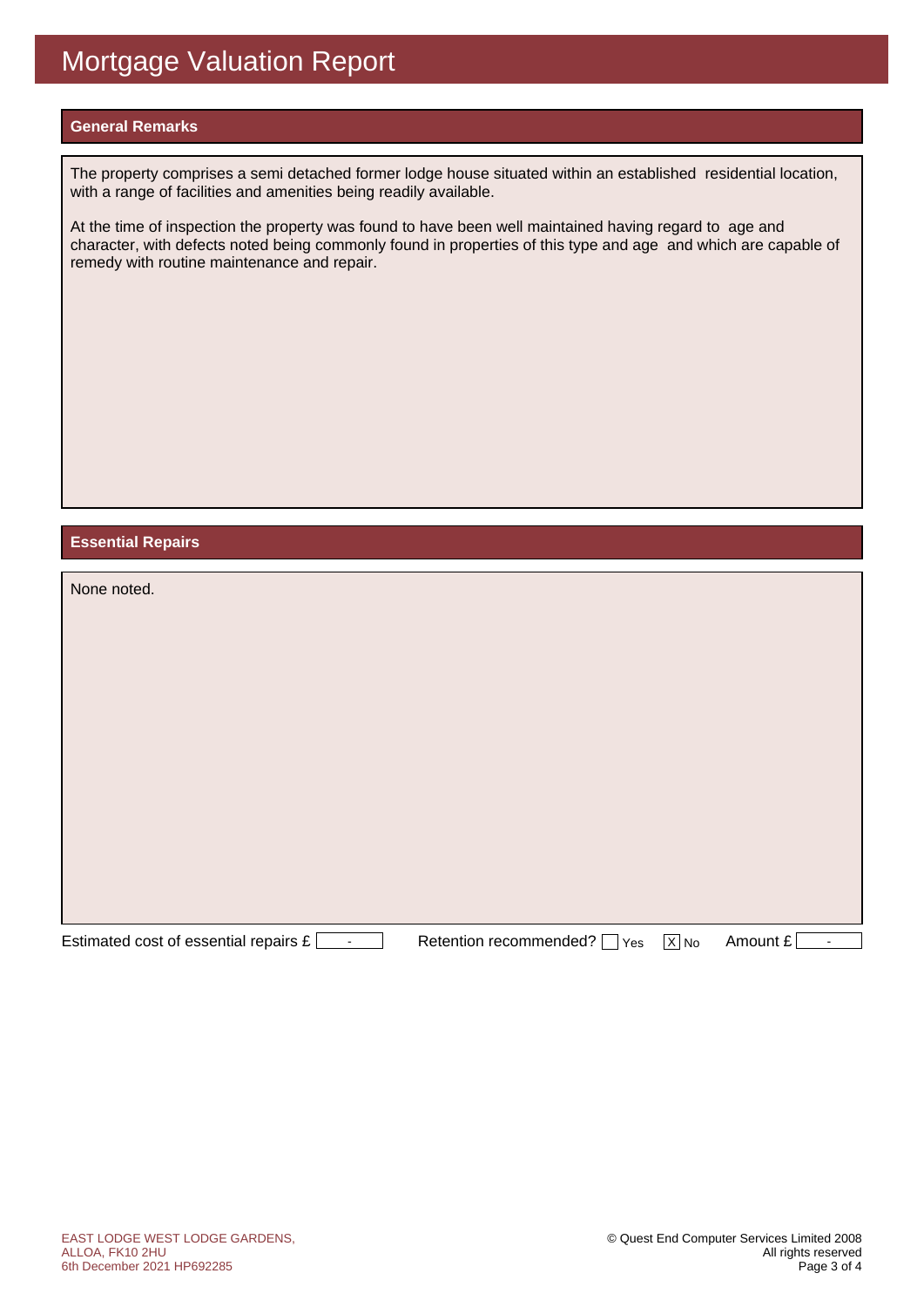# Mortgage Valuation Report

## General Remarks

The property comprises a semi detached former lodge house situated within an established residential location, with a range of facilities and amenities being readily available.

At the time of inspection the property was found to have been well maintained having regard to age and character, with defects noted being commonly found in properties of this type and age and which are capable of remedy with routine maintenance and repair.

## Essential Repairs

None noted.

Estimated cost of essential repairs £ -

Retention recommended? [ ] Yes [X] No

Amount £ -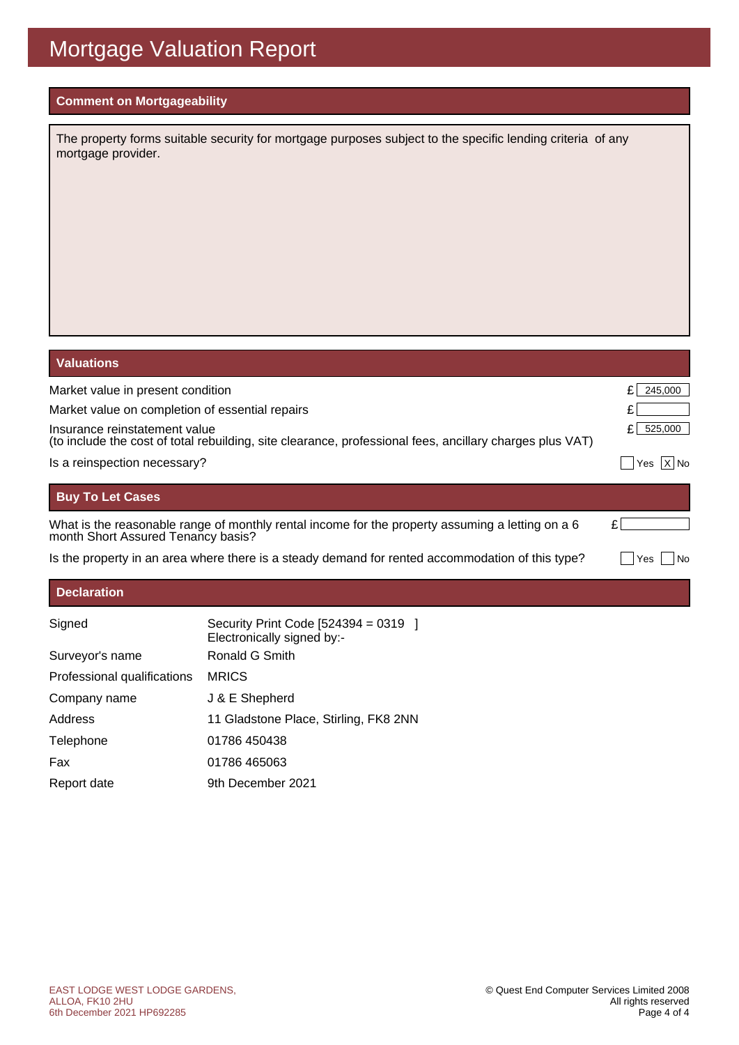# Mortgage Valuation Report

## Comment on Mortgageability

The property forms suitable security for mortgage purposes subject to the specific lending criteria of any mortgage provider.

## Valuations

| | |
|---|---|
| Market value in present condition | £ 245,000 |
| Market value on completion of essential repairs | £ |
| Insurance reinstatement value<br>(to include the cost of total rebuilding, site clearance, professional fees, ancillary charges plus VAT) | £ 525,000 |
| Is a reinspection necessary? | [ ] Yes [X] No |

## Buy To Let Cases

| | |
|---|---|
| What is the reasonable range of monthly rental income for the property assuming a letting on a 6 month Short Assured Tenancy basis? | £ |
| Is the property in an area where there is a steady demand for rented accommodation of this type? | [ ] Yes [ ] No |

## Declaration

| | |
|---|---|
| Signed | Security Print Code [524394 = 0319 ]<br>Electronically signed by:- |
| Surveyor's name | Ronald G Smith |
| Professional qualifications | MRICS |
| Company name | J & E Shepherd |
| Address | 11 Gladstone Place, Stirling, FK8 2NN |
| Telephone | 01786 450438 |
| Fax | 01786 465063 |
| Report date | 9th December 2021 |